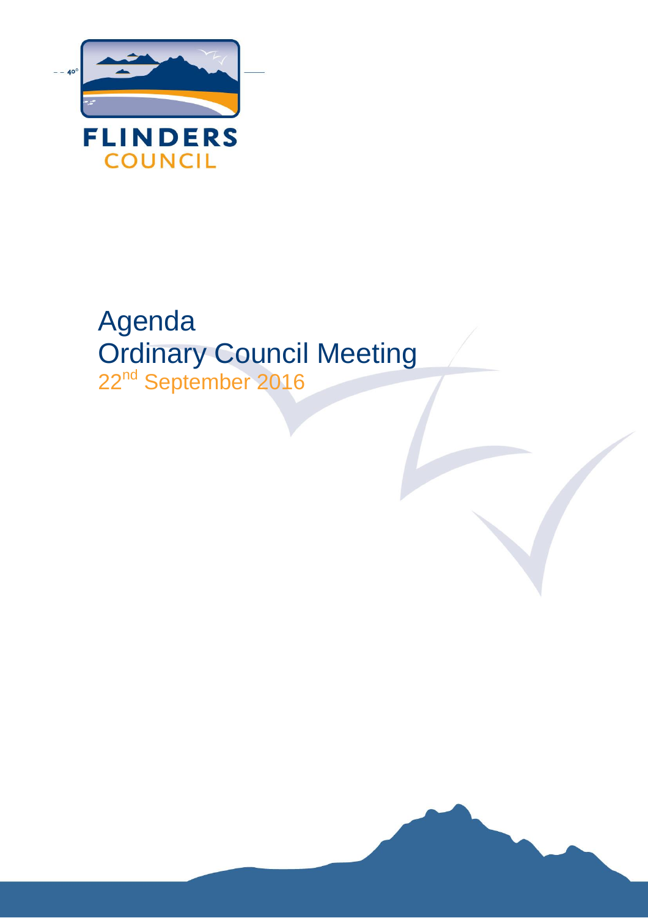FLINDERS
COUNCIL

# Agenda
# Ordinary Council Meeting

22nd September 2016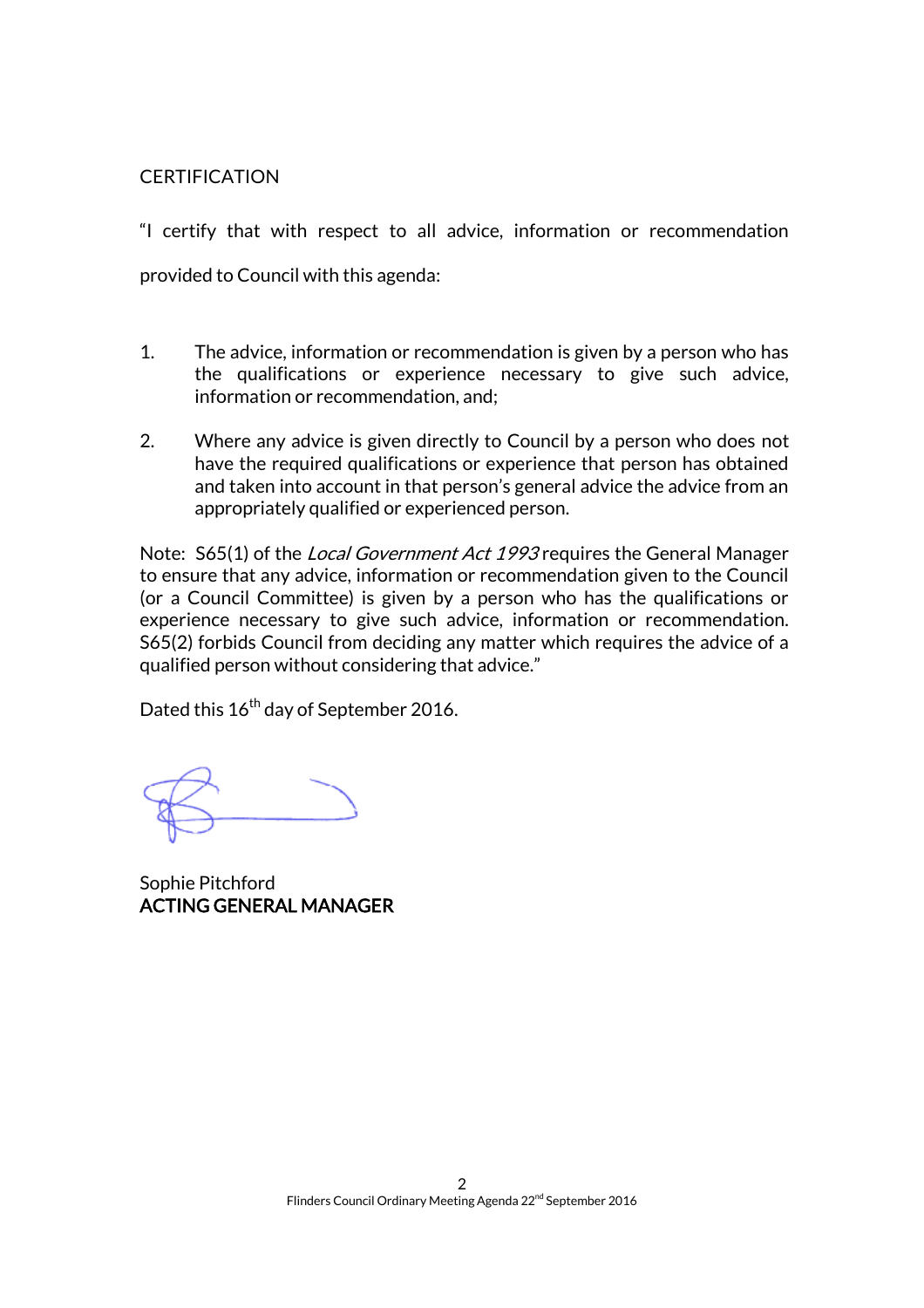CERTIFICATION

"I certify that with respect to all advice, information or recommendation provided to Council with this agenda:

1. The advice, information or recommendation is given by a person who has the qualifications or experience necessary to give such advice, information or recommendation, and;

2. Where any advice is given directly to Council by a person who does not have the required qualifications or experience that person has obtained and taken into account in that person's general advice the advice from an appropriately qualified or experienced person.

Note: S65(1) of the *Local Government Act 1993* requires the General Manager to ensure that any advice, information or recommendation given to the Council (or a Council Committee) is given by a person who has the qualifications or experience necessary to give such advice, information or recommendation. S65(2) forbids Council from deciding any matter which requires the advice of a qualified person without considering that advice."

Dated this 16th day of September 2016.

Sophie Pitchford
**ACTING GENERAL MANAGER**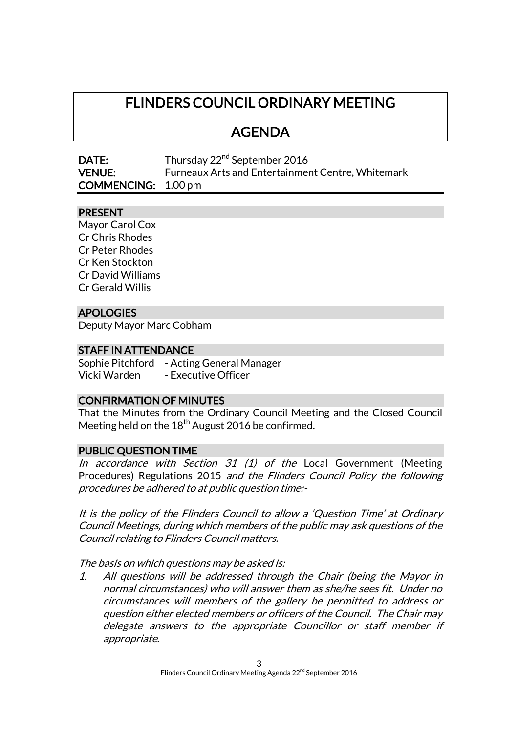# FLINDERS COUNCIL ORDINARY MEETING

# AGENDA

**DATE:** Thursday 22nd September 2016
**VENUE:** Furneaux Arts and Entertainment Centre, Whitemark
**COMMENCING:** 1.00 pm

## PRESENT

Mayor Carol Cox
Cr Chris Rhodes
Cr Peter Rhodes
Cr Ken Stockton
Cr David Williams
Cr Gerald Willis

## APOLOGIES

Deputy Mayor Marc Cobham

## STAFF IN ATTENDANCE

Sophie Pitchford - Acting General Manager
Vicki Warden - Executive Officer

## CONFIRMATION OF MINUTES

That the Minutes from the Ordinary Council Meeting and the Closed Council Meeting held on the 18th August 2016 be confirmed.

## PUBLIC QUESTION TIME

*In accordance with Section 31 (1) of the* Local Government (Meeting Procedures) Regulations 2015 *and the Flinders Council Policy the following procedures be adhered to at public question time:-*

*It is the policy of the Flinders Council to allow a 'Question Time' at Ordinary Council Meetings, during which members of the public may ask questions of the Council relating to Flinders Council matters.*

*The basis on which questions may be asked is:*

1. *All questions will be addressed through the Chair (being the Mayor in normal circumstances) who will answer them as she/he sees fit. Under no circumstances will members of the gallery be permitted to address or question either elected members or officers of the Council. The Chair may delegate answers to the appropriate Councillor or staff member if appropriate.*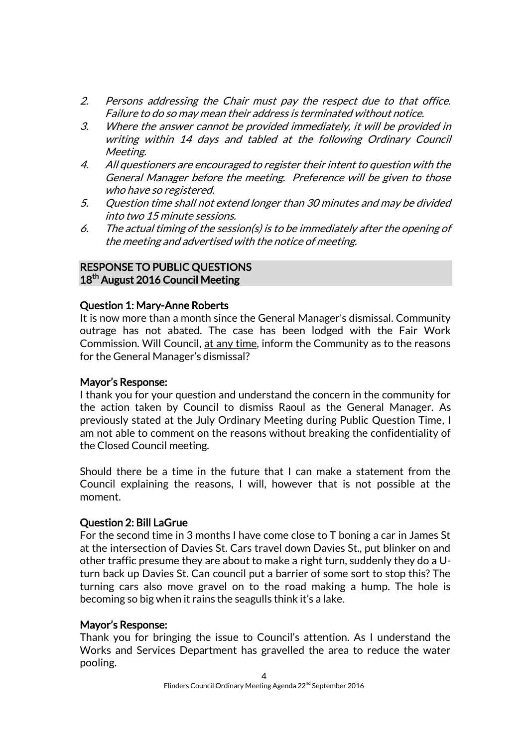2. *Persons addressing the Chair must pay the respect due to that office. Failure to do so may mean their address is terminated without notice.*
3. *Where the answer cannot be provided immediately, it will be provided in writing within 14 days and tabled at the following Ordinary Council Meeting.*
4. *All questioners are encouraged to register their intent to question with the General Manager before the meeting. Preference will be given to those who have so registered.*
5. *Question time shall not extend longer than 30 minutes and may be divided into two 15 minute sessions.*
6. *The actual timing of the session(s) is to be immediately after the opening of the meeting and advertised with the notice of meeting.*

## RESPONSE TO PUBLIC QUESTIONS 18th August 2016 Council Meeting

### Question 1: Mary-Anne Roberts

It is now more than a month since the General Manager's dismissal. Community outrage has not abated. The case has been lodged with the Fair Work Commission. Will Council, at any time, inform the Community as to the reasons for the General Manager's dismissal?

### Mayor's Response:

I thank you for your question and understand the concern in the community for the action taken by Council to dismiss Raoul as the General Manager. As previously stated at the July Ordinary Meeting during Public Question Time, I am not able to comment on the reasons without breaking the confidentiality of the Closed Council meeting.

Should there be a time in the future that I can make a statement from the Council explaining the reasons, I will, however that is not possible at the moment.

### Question 2: Bill LaGrue

For the second time in 3 months I have come close to T boning a car in James St at the intersection of Davies St. Cars travel down Davies St., put blinker on and other traffic presume they are about to make a right turn, suddenly they do a U-turn back up Davies St. Can council put a barrier of some sort to stop this? The turning cars also move gravel on to the road making a hump. The hole is becoming so big when it rains the seagulls think it's a lake.

### Mayor's Response:

Thank you for bringing the issue to Council's attention. As I understand the Works and Services Department has gravelled the area to reduce the water pooling.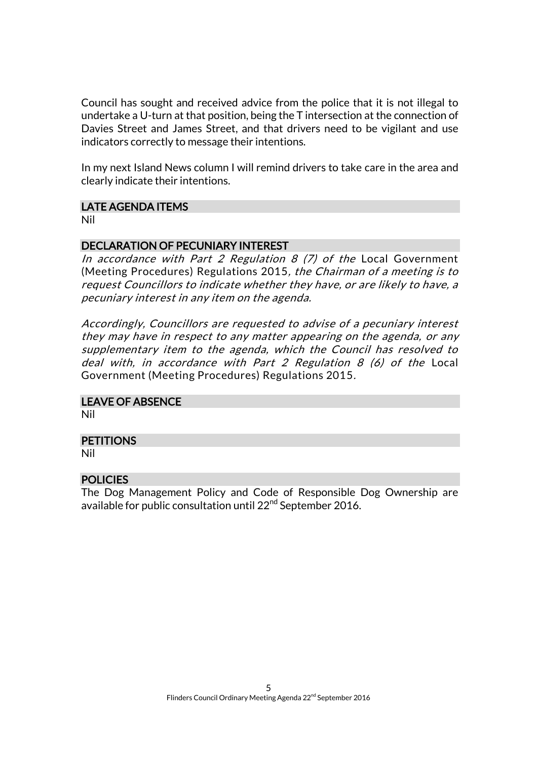Council has sought and received advice from the police that it is not illegal to undertake a U-turn at that position, being the T intersection at the connection of Davies Street and James Street, and that drivers need to be vigilant and use indicators correctly to message their intentions.

In my next Island News column I will remind drivers to take care in the area and clearly indicate their intentions.

## LATE AGENDA ITEMS

Nil

## DECLARATION OF PECUNIARY INTEREST

*In accordance with Part 2 Regulation 8 (7) of the* Local Government (Meeting Procedures) Regulations 2015*, the Chairman of a meeting is to request Councillors to indicate whether they have, or are likely to have, a pecuniary interest in any item on the agenda.*

*Accordingly, Councillors are requested to advise of a pecuniary interest they may have in respect to any matter appearing on the agenda, or any supplementary item to the agenda, which the Council has resolved to deal with, in accordance with Part 2 Regulation 8 (6) of the* Local Government (Meeting Procedures) Regulations 2015*.*

## LEAVE OF ABSENCE

Nil

## PETITIONS

Nil

## POLICIES

The Dog Management Policy and Code of Responsible Dog Ownership are available for public consultation until 22nd September 2016.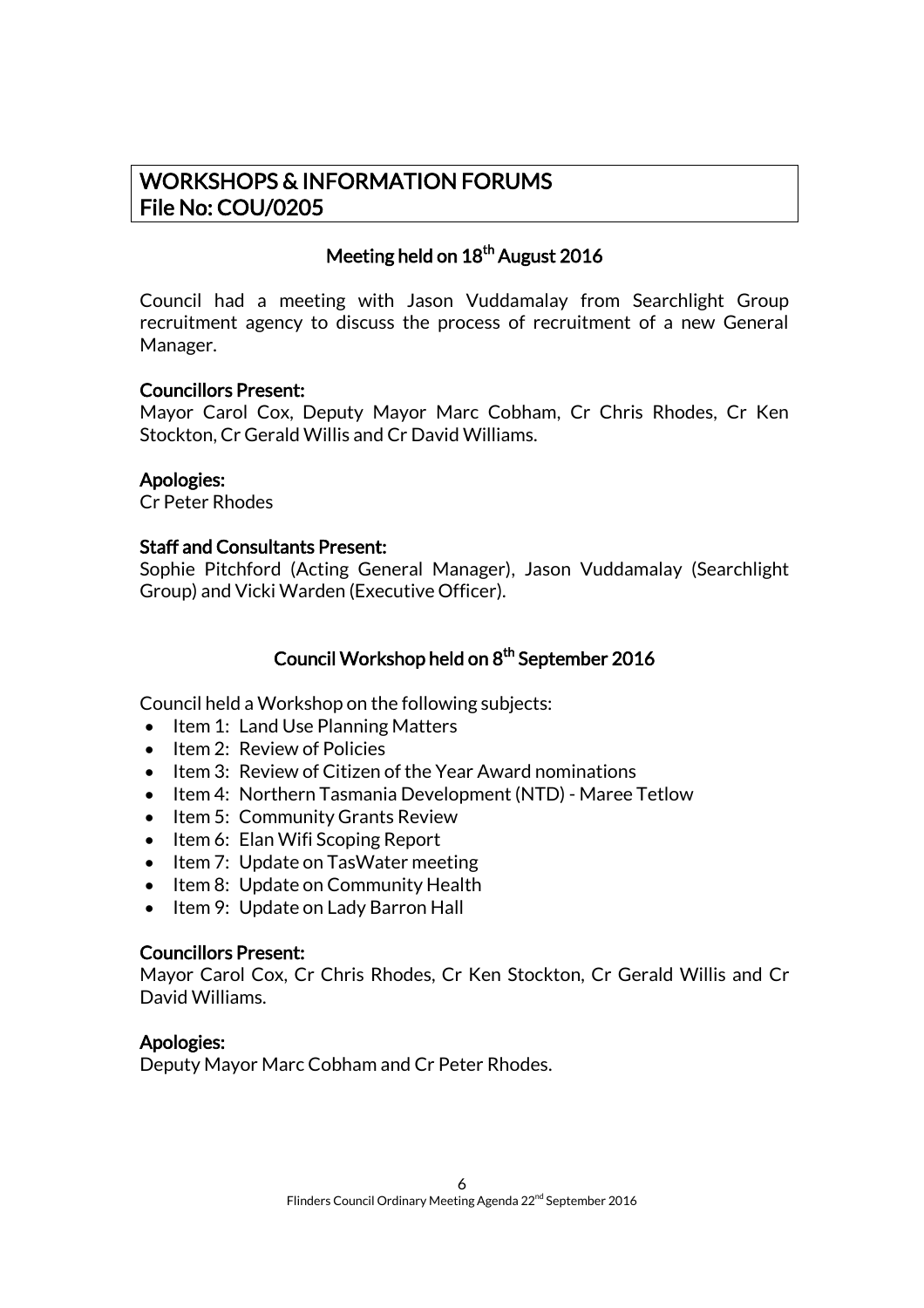# WORKSHOPS & INFORMATION FORUMS
# File No: COU/0205

## Meeting held on 18th August 2016

Council had a meeting with Jason Vuddamalay from Searchlight Group recruitment agency to discuss the process of recruitment of a new General Manager.

**Councillors Present:**
Mayor Carol Cox, Deputy Mayor Marc Cobham, Cr Chris Rhodes, Cr Ken Stockton, Cr Gerald Willis and Cr David Williams.

**Apologies:**
Cr Peter Rhodes

**Staff and Consultants Present:**
Sophie Pitchford (Acting General Manager), Jason Vuddamalay (Searchlight Group) and Vicki Warden (Executive Officer).

## Council Workshop held on 8th September 2016

Council held a Workshop on the following subjects:

- Item 1: Land Use Planning Matters
- Item 2: Review of Policies
- Item 3: Review of Citizen of the Year Award nominations
- Item 4: Northern Tasmania Development (NTD) - Maree Tetlow
- Item 5: Community Grants Review
- Item 6: Elan Wifi Scoping Report
- Item 7: Update on TasWater meeting
- Item 8: Update on Community Health
- Item 9: Update on Lady Barron Hall

**Councillors Present:**
Mayor Carol Cox, Cr Chris Rhodes, Cr Ken Stockton, Cr Gerald Willis and Cr David Williams.

**Apologies:**
Deputy Mayor Marc Cobham and Cr Peter Rhodes.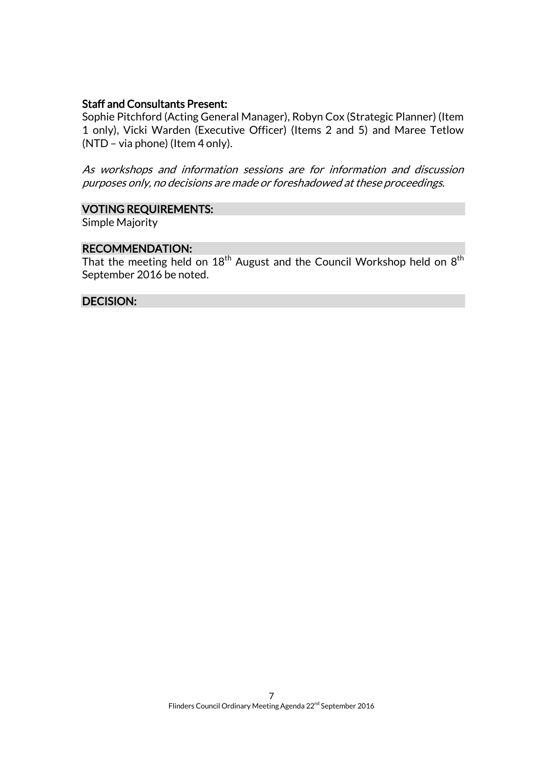**Staff and Consultants Present:**
Sophie Pitchford (Acting General Manager), Robyn Cox (Strategic Planner) (Item 1 only), Vicki Warden (Executive Officer) (Items 2 and 5) and Maree Tetlow (NTD – via phone) (Item 4 only).

*As workshops and information sessions are for information and discussion purposes only, no decisions are made or foreshadowed at these proceedings.*

**VOTING REQUIREMENTS:**
Simple Majority

**RECOMMENDATION:**
That the meeting held on 18th August and the Council Workshop held on 8th September 2016 be noted.

**DECISION:**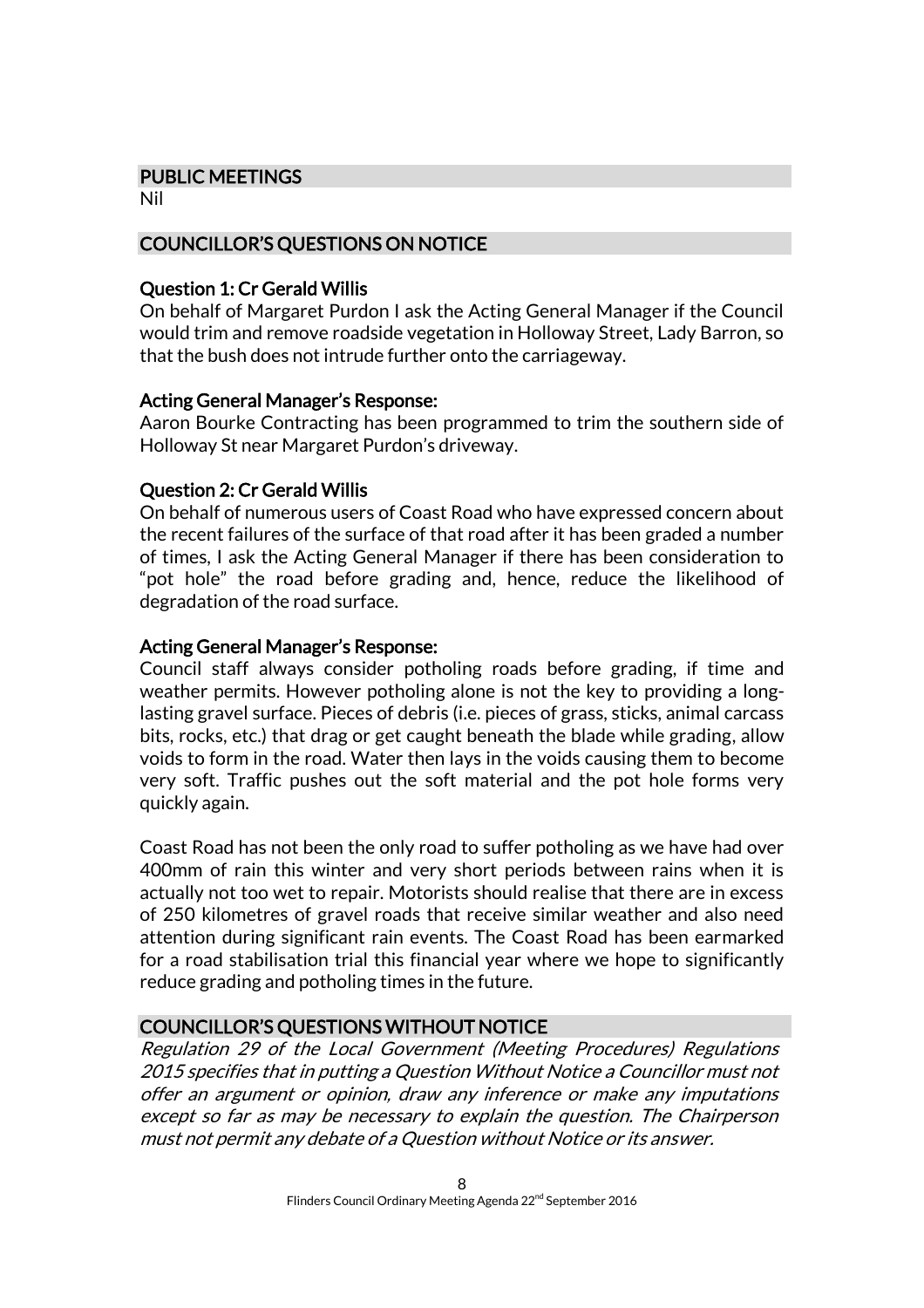## PUBLIC MEETINGS

Nil

## COUNCILLOR'S QUESTIONS ON NOTICE

### Question 1: Cr Gerald Willis

On behalf of Margaret Purdon I ask the Acting General Manager if the Council would trim and remove roadside vegetation in Holloway Street, Lady Barron, so that the bush does not intrude further onto the carriageway.

### Acting General Manager's Response:

Aaron Bourke Contracting has been programmed to trim the southern side of Holloway St near Margaret Purdon's driveway.

### Question 2: Cr Gerald Willis

On behalf of numerous users of Coast Road who have expressed concern about the recent failures of the surface of that road after it has been graded a number of times, I ask the Acting General Manager if there has been consideration to "pot hole" the road before grading and, hence, reduce the likelihood of degradation of the road surface.

### Acting General Manager's Response:

Council staff always consider potholing roads before grading, if time and weather permits. However potholing alone is not the key to providing a long-lasting gravel surface. Pieces of debris (i.e. pieces of grass, sticks, animal carcass bits, rocks, etc.) that drag or get caught beneath the blade while grading, allow voids to form in the road. Water then lays in the voids causing them to become very soft. Traffic pushes out the soft material and the pot hole forms very quickly again.

Coast Road has not been the only road to suffer potholing as we have had over 400mm of rain this winter and very short periods between rains when it is actually not too wet to repair. Motorists should realise that there are in excess of 250 kilometres of gravel roads that receive similar weather and also need attention during significant rain events. The Coast Road has been earmarked for a road stabilisation trial this financial year where we hope to significantly reduce grading and potholing times in the future.

## COUNCILLOR'S QUESTIONS WITHOUT NOTICE

*Regulation 29 of the Local Government (Meeting Procedures) Regulations 2015 specifies that in putting a Question Without Notice a Councillor must not offer an argument or opinion, draw any inference or make any imputations except so far as may be necessary to explain the question. The Chairperson must not permit any debate of a Question without Notice or its answer.*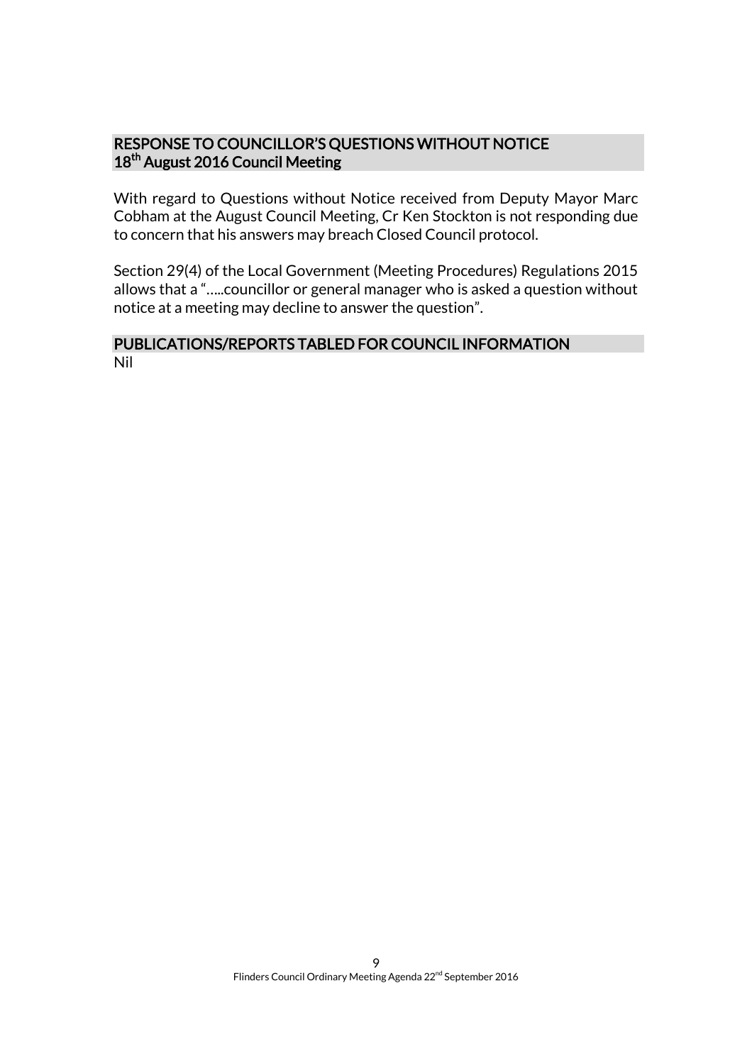## RESPONSE TO COUNCILLOR'S QUESTIONS WITHOUT NOTICE 18th August 2016 Council Meeting

With regard to Questions without Notice received from Deputy Mayor Marc Cobham at the August Council Meeting, Cr Ken Stockton is not responding due to concern that his answers may breach Closed Council protocol.

Section 29(4) of the Local Government (Meeting Procedures) Regulations 2015 allows that a "…..councillor or general manager who is asked a question without notice at a meeting may decline to answer the question".

## PUBLICATIONS/REPORTS TABLED FOR COUNCIL INFORMATION

Nil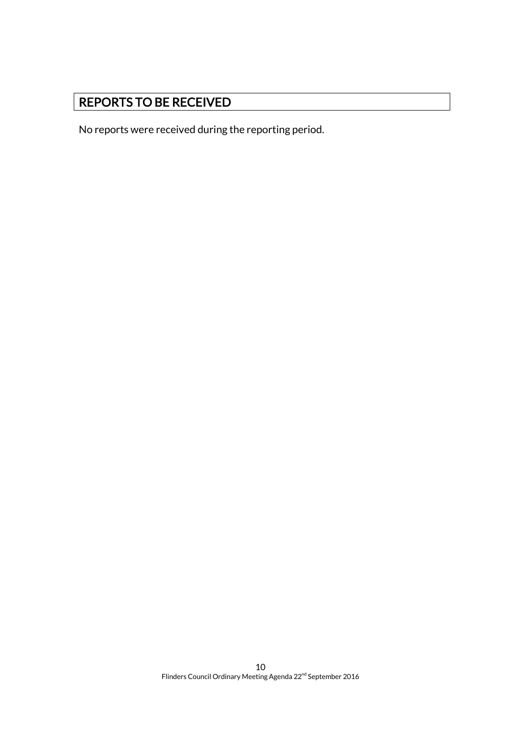## REPORTS TO BE RECEIVED

No reports were received during the reporting period.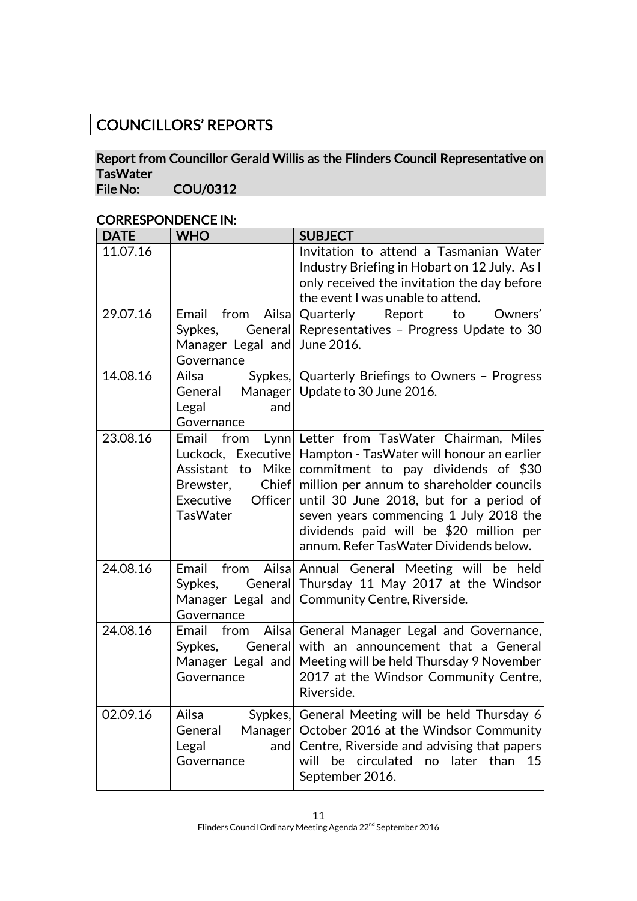# COUNCILLORS' REPORTS

## Report from Councillor Gerald Willis as the Flinders Council Representative on TasWater

**File No: COU/0312**

### CORRESPONDENCE IN:

| DATE | WHO | SUBJECT |
|---|---|---|
| 11.07.16 | | Invitation to attend a Tasmanian Water Industry Briefing in Hobart on 12 July. As I only received the invitation the day before the event I was unable to attend. |
| 29.07.16 | Email from Ailsa Sypkes, General Manager Legal and Governance | Quarterly Report to Owners' Representatives – Progress Update to 30 June 2016. |
| 14.08.16 | Ailsa Sypkes, General Manager Legal and Governance | Quarterly Briefings to Owners – Progress Update to 30 June 2016. |
| 23.08.16 | Email from Lynn Luckock, Executive Assistant to Mike Brewster, Chief Executive Officer TasWater | Letter from TasWater Chairman, Miles Hampton - TasWater will honour an earlier commitment to pay dividends of $30 million per annum to shareholder councils until 30 June 2018, but for a period of seven years commencing 1 July 2018 the dividends paid will be $20 million per annum. Refer TasWater Dividends below. |
| 24.08.16 | Email from Ailsa Sypkes, General Manager Legal and Governance | Annual General Meeting will be held Thursday 11 May 2017 at the Windsor Community Centre, Riverside. |
| 24.08.16 | Email from Ailsa Sypkes, General Manager Legal and Governance | General Manager Legal and Governance, with an announcement that a General Meeting will be held Thursday 9 November 2017 at the Windsor Community Centre, Riverside. |
| 02.09.16 | Ailsa Sypkes, General Manager Legal and Governance | General Meeting will be held Thursday 6 October 2016 at the Windsor Community Centre, Riverside and advising that papers will be circulated no later than 15 September 2016. |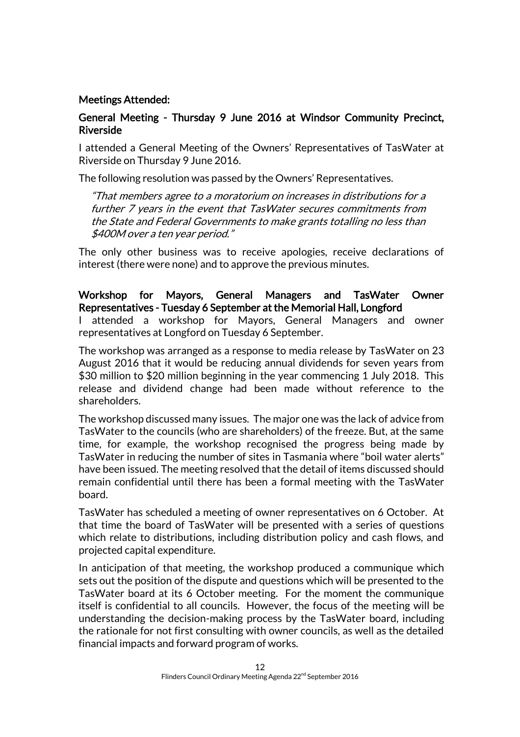**Meetings Attended:**

**General Meeting - Thursday 9 June 2016 at Windsor Community Precinct, Riverside**

I attended a General Meeting of the Owners' Representatives of TasWater at Riverside on Thursday 9 June 2016.

The following resolution was passed by the Owners' Representatives.

> *"That members agree to a moratorium on increases in distributions for a further 7 years in the event that TasWater secures commitments from the State and Federal Governments to make grants totalling no less than \$400M over a ten year period."*

The only other business was to receive apologies, receive declarations of interest (there were none) and to approve the previous minutes.

**Workshop for Mayors, General Managers and TasWater Owner Representatives - Tuesday 6 September at the Memorial Hall, Longford**

I attended a workshop for Mayors, General Managers and owner representatives at Longford on Tuesday 6 September.

The workshop was arranged as a response to media release by TasWater on 23 August 2016 that it would be reducing annual dividends for seven years from \$30 million to \$20 million beginning in the year commencing 1 July 2018. This release and dividend change had been made without reference to the shareholders.

The workshop discussed many issues. The major one was the lack of advice from TasWater to the councils (who are shareholders) of the freeze. But, at the same time, for example, the workshop recognised the progress being made by TasWater in reducing the number of sites in Tasmania where "boil water alerts" have been issued. The meeting resolved that the detail of items discussed should remain confidential until there has been a formal meeting with the TasWater board.

TasWater has scheduled a meeting of owner representatives on 6 October. At that time the board of TasWater will be presented with a series of questions which relate to distributions, including distribution policy and cash flows, and projected capital expenditure.

In anticipation of that meeting, the workshop produced a communique which sets out the position of the dispute and questions which will be presented to the TasWater board at its 6 October meeting. For the moment the communique itself is confidential to all councils. However, the focus of the meeting will be understanding the decision-making process by the TasWater board, including the rationale for not first consulting with owner councils, as well as the detailed financial impacts and forward program of works.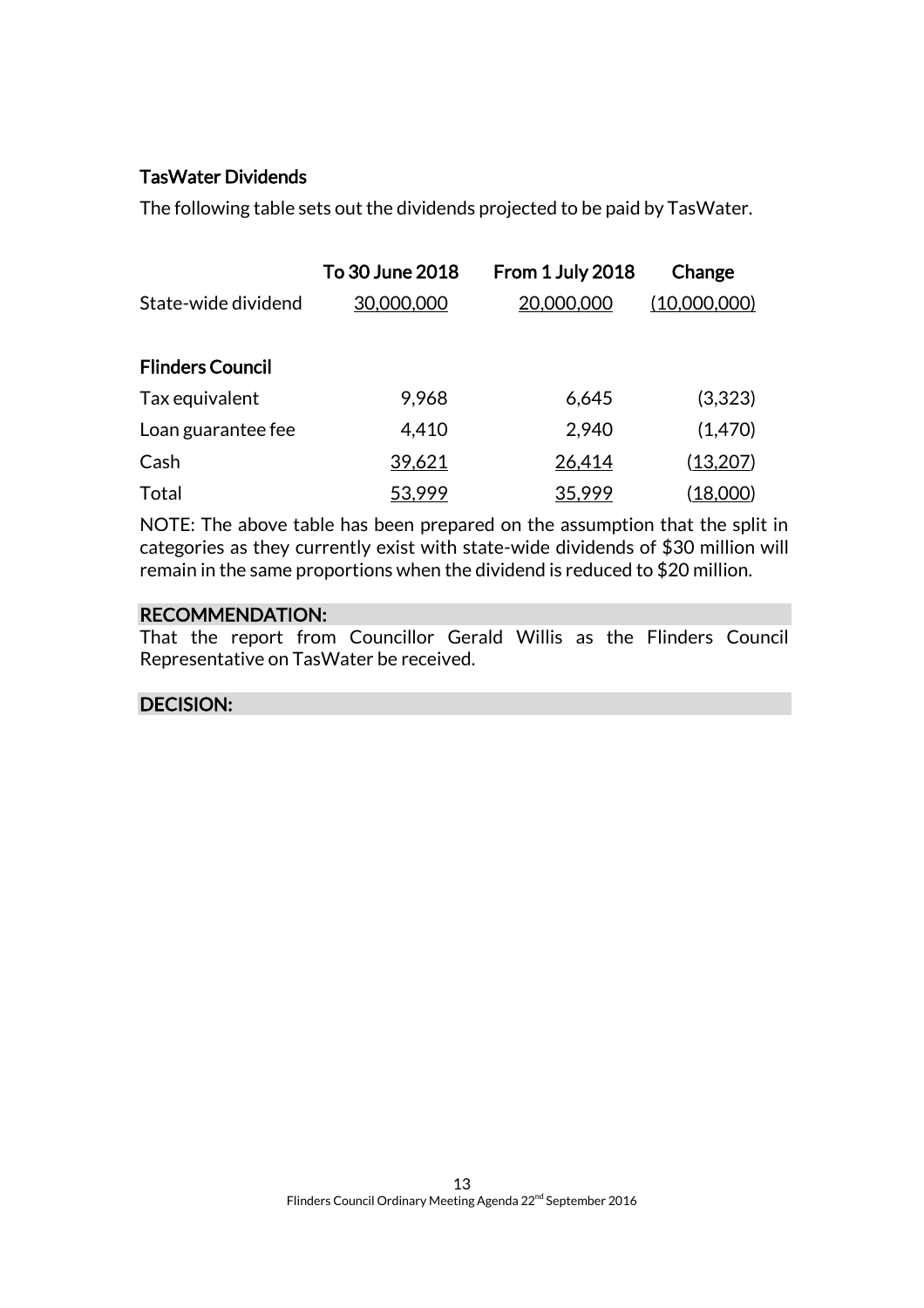### TasWater Dividends

The following table sets out the dividends projected to be paid by TasWater.

| | To 30 June 2018 | From 1 July 2018 | Change |
|---|---|---|---|
| State-wide dividend | 30,000,000 | 20,000,000 | (10,000,000) |
| **Flinders Council** | | | |
| Tax equivalent | 9,968 | 6,645 | (3,323) |
| Loan guarantee fee | 4,410 | 2,940 | (1,470) |
| Cash | 39,621 | 26,414 | (13,207) |
| Total | 53,999 | 35,999 | (18,000) |

NOTE: The above table has been prepared on the assumption that the split in categories as they currently exist with state-wide dividends of $30 million will remain in the same proportions when the dividend is reduced to $20 million.

**RECOMMENDATION:**

That the report from Councillor Gerald Willis as the Flinders Council Representative on TasWater be received.

**DECISION:**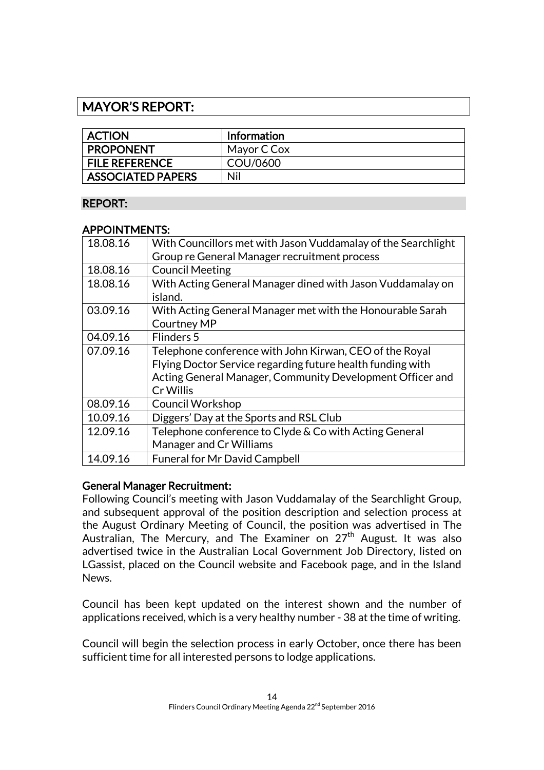## MAYOR'S REPORT:

| ACTION | Information |
|---|---|
| PROPONENT | Mayor C Cox |
| FILE REFERENCE | COU/0600 |
| ASSOCIATED PAPERS | Nil |

### REPORT:

### APPOINTMENTS:

| Date | Appointment |
|---|---|
| 18.08.16 | With Councillors met with Jason Vuddamalay of the Searchlight Group re General Manager recruitment process |
| 18.08.16 | Council Meeting |
| 18.08.16 | With Acting General Manager dined with Jason Vuddamalay on island. |
| 03.09.16 | With Acting General Manager met with the Honourable Sarah Courtney MP |
| 04.09.16 | Flinders 5 |
| 07.09.16 | Telephone conference with John Kirwan, CEO of the Royal Flying Doctor Service regarding future health funding with Acting General Manager, Community Development Officer and Cr Willis |
| 08.09.16 | Council Workshop |
| 10.09.16 | Diggers' Day at the Sports and RSL Club |
| 12.09.16 | Telephone conference to Clyde & Co with Acting General Manager and Cr Williams |
| 14.09.16 | Funeral for Mr David Campbell |

**General Manager Recruitment:**

Following Council's meeting with Jason Vuddamalay of the Searchlight Group, and subsequent approval of the position description and selection process at the August Ordinary Meeting of Council, the position was advertised in The Australian, The Mercury, and The Examiner on 27th August. It was also advertised twice in the Australian Local Government Job Directory, listed on LGassist, placed on the Council website and Facebook page, and in the Island News.

Council has been kept updated on the interest shown and the number of applications received, which is a very healthy number - 38 at the time of writing.

Council will begin the selection process in early October, once there has been sufficient time for all interested persons to lodge applications.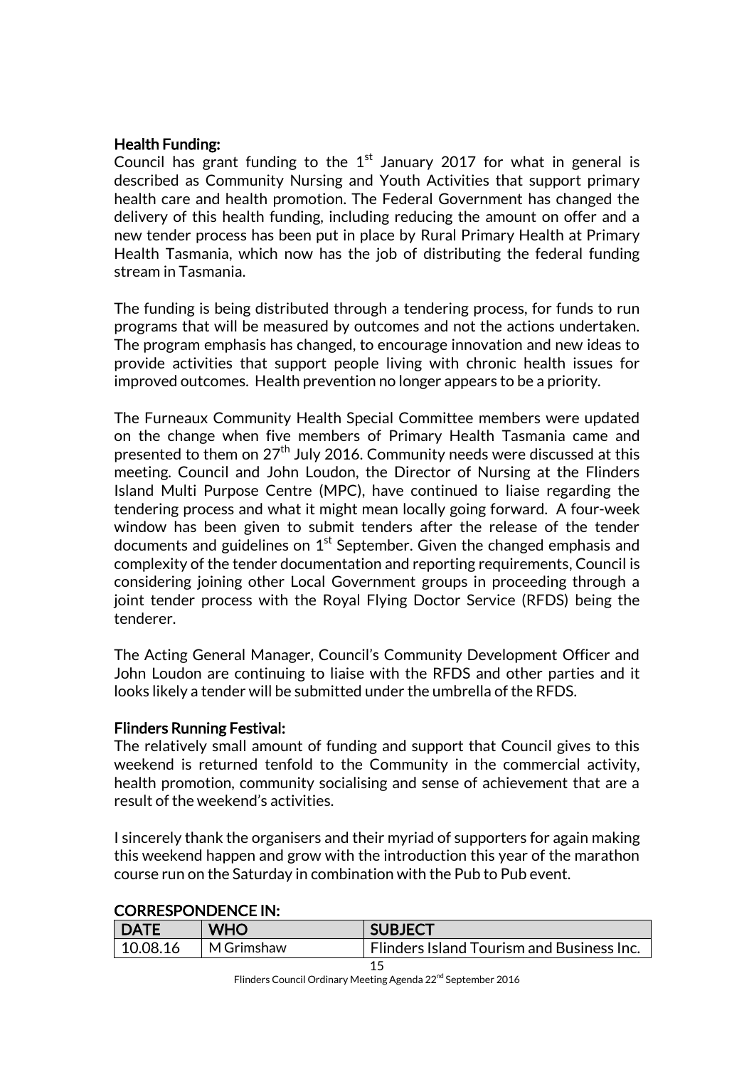**Health Funding:**

Council has grant funding to the 1st January 2017 for what in general is described as Community Nursing and Youth Activities that support primary health care and health promotion. The Federal Government has changed the delivery of this health funding, including reducing the amount on offer and a new tender process has been put in place by Rural Primary Health at Primary Health Tasmania, which now has the job of distributing the federal funding stream in Tasmania.

The funding is being distributed through a tendering process, for funds to run programs that will be measured by outcomes and not the actions undertaken. The program emphasis has changed, to encourage innovation and new ideas to provide activities that support people living with chronic health issues for improved outcomes. Health prevention no longer appears to be a priority.

The Furneaux Community Health Special Committee members were updated on the change when five members of Primary Health Tasmania came and presented to them on 27th July 2016. Community needs were discussed at this meeting. Council and John Loudon, the Director of Nursing at the Flinders Island Multi Purpose Centre (MPC), have continued to liaise regarding the tendering process and what it might mean locally going forward. A four-week window has been given to submit tenders after the release of the tender documents and guidelines on 1st September. Given the changed emphasis and complexity of the tender documentation and reporting requirements, Council is considering joining other Local Government groups in proceeding through a joint tender process with the Royal Flying Doctor Service (RFDS) being the tenderer.

The Acting General Manager, Council's Community Development Officer and John Loudon are continuing to liaise with the RFDS and other parties and it looks likely a tender will be submitted under the umbrella of the RFDS.

**Flinders Running Festival:**

The relatively small amount of funding and support that Council gives to this weekend is returned tenfold to the Community in the commercial activity, health promotion, community socialising and sense of achievement that are a result of the weekend's activities.

I sincerely thank the organisers and their myriad of supporters for again making this weekend happen and grow with the introduction this year of the marathon course run on the Saturday in combination with the Pub to Pub event.

**CORRESPONDENCE IN:**

| DATE | WHO | SUBJECT |
|---|---|---|
| 10.08.16 | M Grimshaw | Flinders Island Tourism and Business Inc. |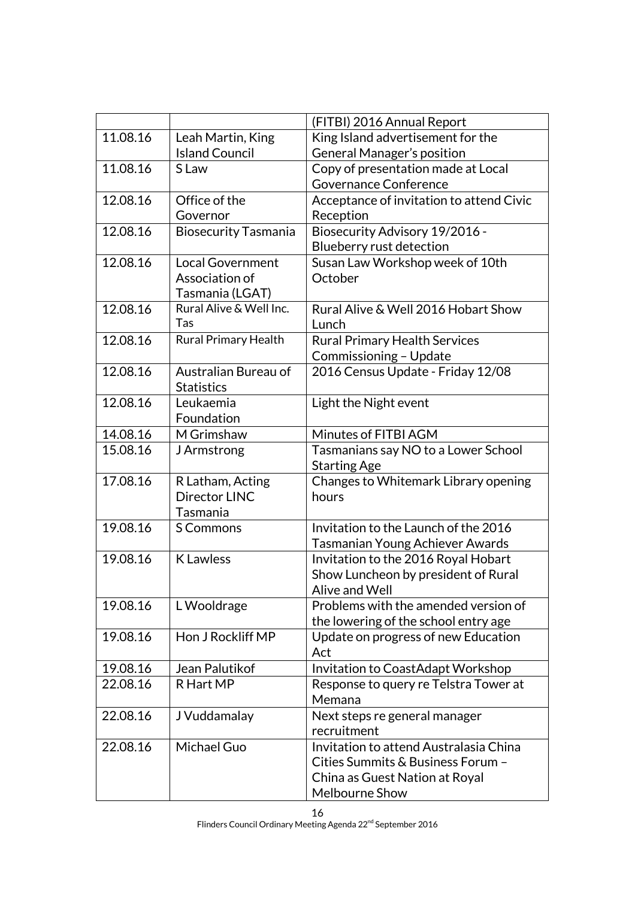| | | |
|---|---|---|
| | | (FITBI) 2016 Annual Report |
| 11.08.16 | Leah Martin, King Island Council | King Island advertisement for the General Manager's position |
| 11.08.16 | S Law | Copy of presentation made at Local Governance Conference |
| 12.08.16 | Office of the Governor | Acceptance of invitation to attend Civic Reception |
| 12.08.16 | Biosecurity Tasmania | Biosecurity Advisory 19/2016 - Blueberry rust detection |
| 12.08.16 | Local Government Association of Tasmania (LGAT) | Susan Law Workshop week of 10th October |
| 12.08.16 | Rural Alive & Well Inc. Tas | Rural Alive & Well 2016 Hobart Show Lunch |
| 12.08.16 | Rural Primary Health | Rural Primary Health Services Commissioning – Update |
| 12.08.16 | Australian Bureau of Statistics | 2016 Census Update - Friday 12/08 |
| 12.08.16 | Leukaemia Foundation | Light the Night event |
| 14.08.16 | M Grimshaw | Minutes of FITBI AGM |
| 15.08.16 | J Armstrong | Tasmanians say NO to a Lower School Starting Age |
| 17.08.16 | R Latham, Acting Director LINC Tasmania | Changes to Whitemark Library opening hours |
| 19.08.16 | S Commons | Invitation to the Launch of the 2016 Tasmanian Young Achiever Awards |
| 19.08.16 | K Lawless | Invitation to the 2016 Royal Hobart Show Luncheon by president of Rural Alive and Well |
| 19.08.16 | L Wooldrage | Problems with the amended version of the lowering of the school entry age |
| 19.08.16 | Hon J Rockliff MP | Update on progress of new Education Act |
| 19.08.16 | Jean Palutikof | Invitation to CoastAdapt Workshop |
| 22.08.16 | R Hart MP | Response to query re Telstra Tower at Memana |
| 22.08.16 | J Vuddamalay | Next steps re general manager recruitment |
| 22.08.16 | Michael Guo | Invitation to attend Australasia China Cities Summits & Business Forum – China as Guest Nation at Royal Melbourne Show |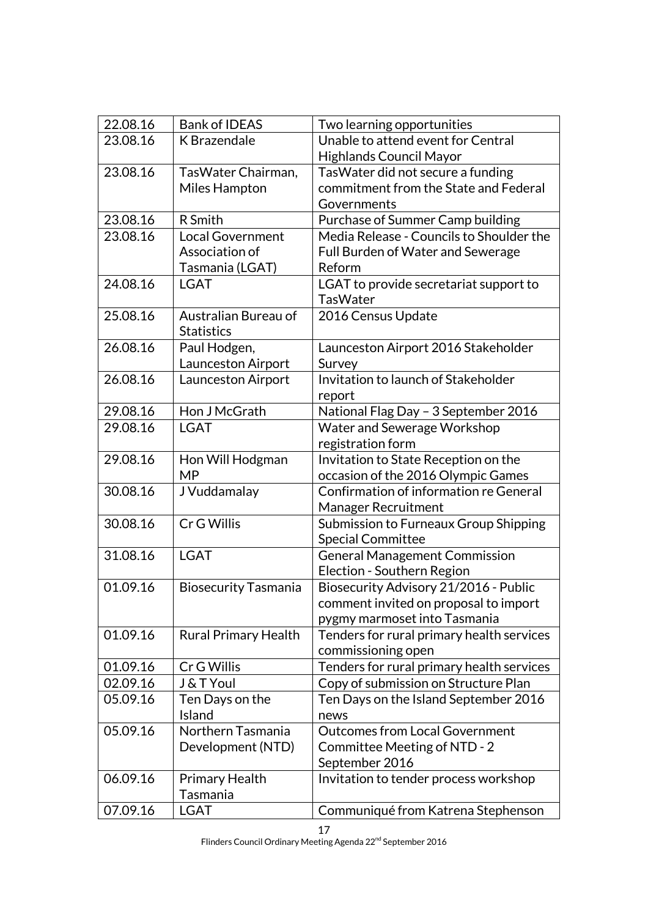| 22.08.16 | Bank of IDEAS | Two learning opportunities |
|---|---|---|
| 23.08.16 | K Brazendale | Unable to attend event for Central Highlands Council Mayor |
| 23.08.16 | TasWater Chairman, Miles Hampton | TasWater did not secure a funding commitment from the State and Federal Governments |
| 23.08.16 | R Smith | Purchase of Summer Camp building |
| 23.08.16 | Local Government Association of Tasmania (LGAT) | Media Release - Councils to Shoulder the Full Burden of Water and Sewerage Reform |
| 24.08.16 | LGAT | LGAT to provide secretariat support to TasWater |
| 25.08.16 | Australian Bureau of Statistics | 2016 Census Update |
| 26.08.16 | Paul Hodgen, Launceston Airport | Launceston Airport 2016 Stakeholder Survey |
| 26.08.16 | Launceston Airport | Invitation to launch of Stakeholder report |
| 29.08.16 | Hon J McGrath | National Flag Day – 3 September 2016 |
| 29.08.16 | LGAT | Water and Sewerage Workshop registration form |
| 29.08.16 | Hon Will Hodgman MP | Invitation to State Reception on the occasion of the 2016 Olympic Games |
| 30.08.16 | J Vuddamalay | Confirmation of information re General Manager Recruitment |
| 30.08.16 | Cr G Willis | Submission to Furneaux Group Shipping Special Committee |
| 31.08.16 | LGAT | General Management Commission Election - Southern Region |
| 01.09.16 | Biosecurity Tasmania | Biosecurity Advisory 21/2016 - Public comment invited on proposal to import pygmy marmoset into Tasmania |
| 01.09.16 | Rural Primary Health | Tenders for rural primary health services commissioning open |
| 01.09.16 | Cr G Willis | Tenders for rural primary health services |
| 02.09.16 | J & T Youl | Copy of submission on Structure Plan |
| 05.09.16 | Ten Days on the Island | Ten Days on the Island September 2016 news |
| 05.09.16 | Northern Tasmania Development (NTD) | Outcomes from Local Government Committee Meeting of NTD - 2 September 2016 |
| 06.09.16 | Primary Health Tasmania | Invitation to tender process workshop |
| 07.09.16 | LGAT | Communiqué from Katrena Stephenson |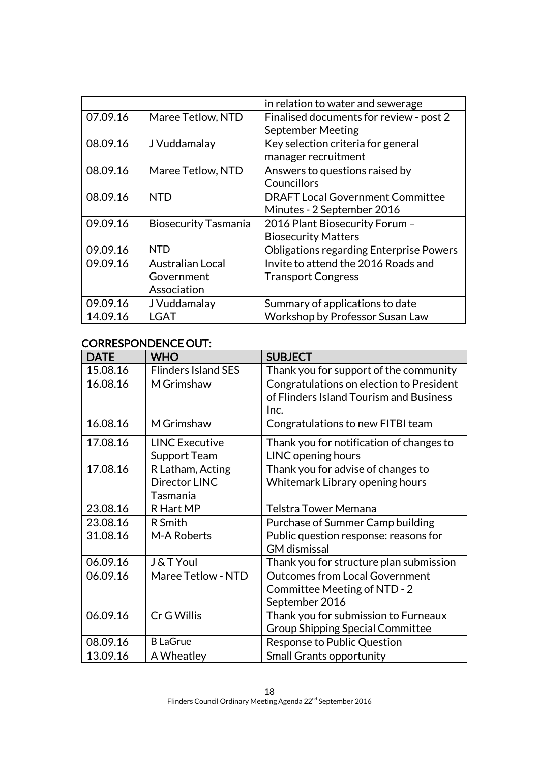| | | in relation to water and sewerage |
|---|---|---|
| 07.09.16 | Maree Tetlow, NTD | Finalised documents for review - post 2 September Meeting |
| 08.09.16 | J Vuddamalay | Key selection criteria for general manager recruitment |
| 08.09.16 | Maree Tetlow, NTD | Answers to questions raised by Councillors |
| 08.09.16 | NTD | DRAFT Local Government Committee Minutes - 2 September 2016 |
| 09.09.16 | Biosecurity Tasmania | 2016 Plant Biosecurity Forum – Biosecurity Matters |
| 09.09.16 | NTD | Obligations regarding Enterprise Powers |
| 09.09.16 | Australian Local Government Association | Invite to attend the 2016 Roads and Transport Congress |
| 09.09.16 | J Vuddamalay | Summary of applications to date |
| 14.09.16 | LGAT | Workshop by Professor Susan Law |

## CORRESPONDENCE OUT:

| DATE | WHO | SUBJECT |
|---|---|---|
| 15.08.16 | Flinders Island SES | Thank you for support of the community |
| 16.08.16 | M Grimshaw | Congratulations on election to President of Flinders Island Tourism and Business Inc. |
| 16.08.16 | M Grimshaw | Congratulations to new FITBI team |
| 17.08.16 | LINC Executive Support Team | Thank you for notification of changes to LINC opening hours |
| 17.08.16 | R Latham, Acting Director LINC Tasmania | Thank you for advise of changes to Whitemark Library opening hours |
| 23.08.16 | R Hart MP | Telstra Tower Memana |
| 23.08.16 | R Smith | Purchase of Summer Camp building |
| 31.08.16 | M-A Roberts | Public question response: reasons for GM dismissal |
| 06.09.16 | J & T Youl | Thank you for structure plan submission |
| 06.09.16 | Maree Tetlow - NTD | Outcomes from Local Government Committee Meeting of NTD - 2 September 2016 |
| 06.09.16 | Cr G Willis | Thank you for submission to Furneaux Group Shipping Special Committee |
| 08.09.16 | B LaGrue | Response to Public Question |
| 13.09.16 | A Wheatley | Small Grants opportunity |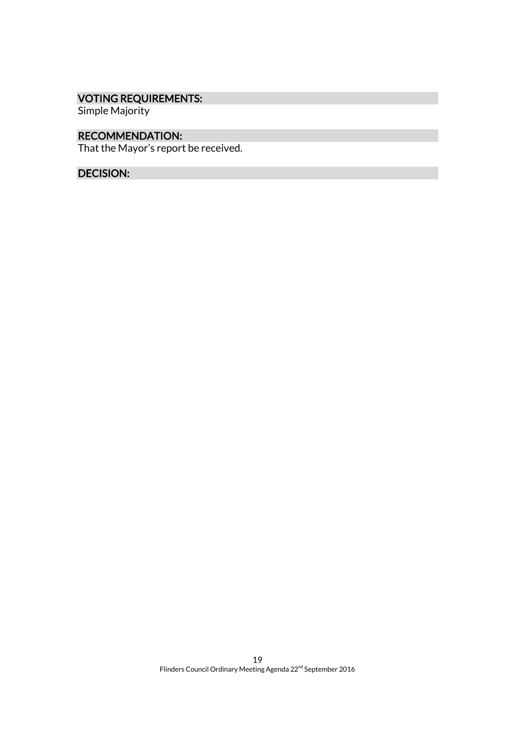## VOTING REQUIREMENTS:

Simple Majority

## RECOMMENDATION:

That the Mayor's report be received.

## DECISION: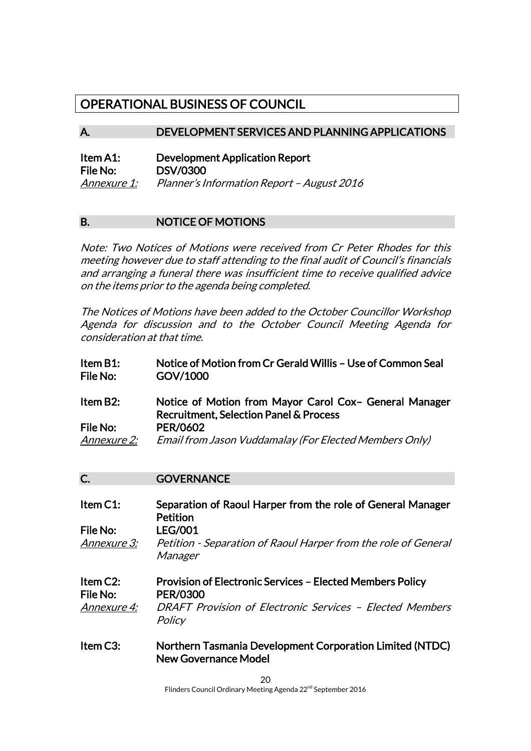# OPERATIONAL BUSINESS OF COUNCIL

## A. DEVELOPMENT SERVICES AND PLANNING APPLICATIONS

**Item A1:** **Development Application Report**
**File No:** **DSV/0300**
*Annexure 1:* *Planner's Information Report – August 2016*

## B. NOTICE OF MOTIONS

*Note: Two Notices of Motions were received from Cr Peter Rhodes for this meeting however due to staff attending to the final audit of Council's financials and arranging a funeral there was insufficient time to receive qualified advice on the items prior to the agenda being completed.*

*The Notices of Motions have been added to the October Councillor Workshop Agenda for discussion and to the October Council Meeting Agenda for consideration at that time.*

**Item B1:** **Notice of Motion from Cr Gerald Willis – Use of Common Seal**
**File No:** **GOV/1000**

**Item B2:** **Notice of Motion from Mayor Carol Cox– General Manager Recruitment, Selection Panel & Process**
**File No:** **PER/0602**
*Annexure 2:* *Email from Jason Vuddamalay (For Elected Members Only)*

## C. GOVERNANCE

**Item C1:** **Separation of Raoul Harper from the role of General Manager Petition**
**File No:** **LEG/001**
*Annexure 3:* *Petition - Separation of Raoul Harper from the role of General Manager*

**Item C2:** **Provision of Electronic Services – Elected Members Policy**
**File No:** **PER/0300**
*Annexure 4:* *DRAFT Provision of Electronic Services – Elected Members Policy*

**Item C3:** **Northern Tasmania Development Corporation Limited (NTDC) New Governance Model**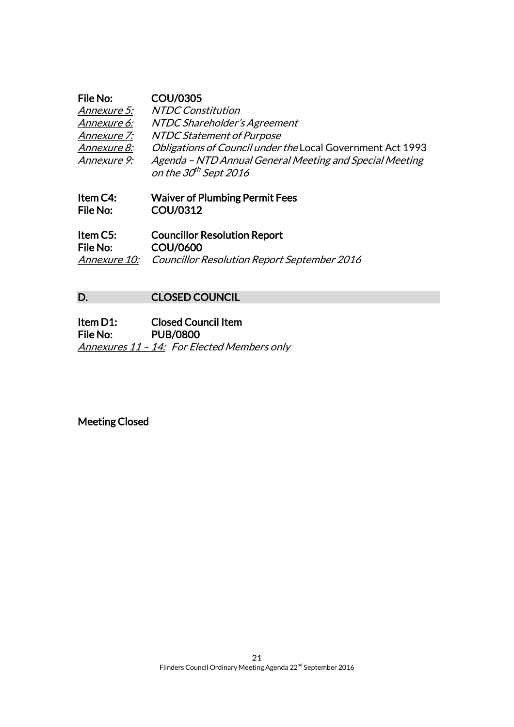**File No:** **COU/0305**
*Annexure 5:* *NTDC Constitution*
*Annexure 6:* *NTDC Shareholder's Agreement*
*Annexure 7:* *NTDC Statement of Purpose*
*Annexure 8:* *Obligations of Council under the* Local Government Act 1993
*Annexure 9:* *Agenda – NTD Annual General Meeting and Special Meeting on the 30th Sept 2016*

**Item C4:** **Waiver of Plumbing Permit Fees**
**File No:** **COU/0312**

**Item C5:** **Councillor Resolution Report**
**File No:** **COU/0600**
*Annexure 10:* *Councillor Resolution Report September 2016*

## D. CLOSED COUNCIL

**Item D1:** **Closed Council Item**
**File No:** **PUB/0800**
*Annexures 11 – 14:* *For Elected Members only*

**Meeting Closed**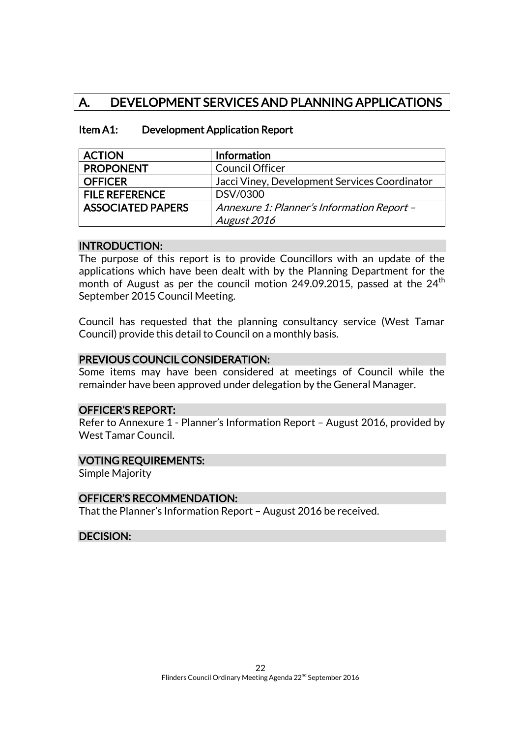# A. DEVELOPMENT SERVICES AND PLANNING APPLICATIONS

## Item A1: Development Application Report

| ACTION | Information |
|---|---|
| PROPONENT | Council Officer |
| OFFICER | Jacci Viney, Development Services Coordinator |
| FILE REFERENCE | DSV/0300 |
| ASSOCIATED PAPERS | *Annexure 1: Planner's Information Report – August 2016* |

### INTRODUCTION:

The purpose of this report is to provide Councillors with an update of the applications which have been dealt with by the Planning Department for the month of August as per the council motion 249.09.2015, passed at the 24th September 2015 Council Meeting.

Council has requested that the planning consultancy service (West Tamar Council) provide this detail to Council on a monthly basis.

### PREVIOUS COUNCIL CONSIDERATION:

Some items may have been considered at meetings of Council while the remainder have been approved under delegation by the General Manager.

### OFFICER'S REPORT:

Refer to Annexure 1 - Planner's Information Report – August 2016, provided by West Tamar Council.

### VOTING REQUIREMENTS:

Simple Majority

### OFFICER'S RECOMMENDATION:

That the Planner's Information Report – August 2016 be received.

### DECISION: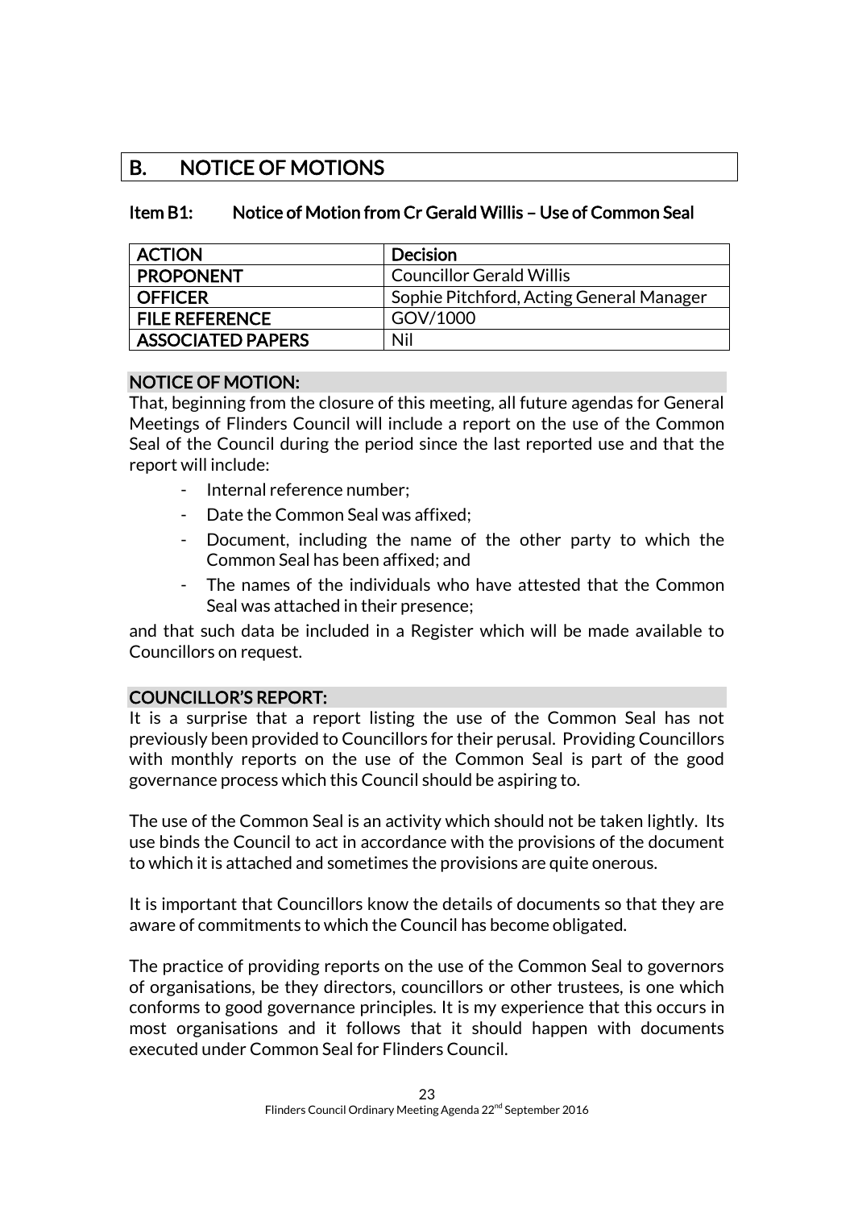## B. NOTICE OF MOTIONS

### Item B1: Notice of Motion from Cr Gerald Willis – Use of Common Seal

| ACTION | Decision |
|---|---|
| PROPONENT | Councillor Gerald Willis |
| OFFICER | Sophie Pitchford, Acting General Manager |
| FILE REFERENCE | GOV/1000 |
| ASSOCIATED PAPERS | Nil |

**NOTICE OF MOTION:**

That, beginning from the closure of this meeting, all future agendas for General Meetings of Flinders Council will include a report on the use of the Common Seal of the Council during the period since the last reported use and that the report will include:

- Internal reference number;
- Date the Common Seal was affixed;
- Document, including the name of the other party to which the Common Seal has been affixed; and
- The names of the individuals who have attested that the Common Seal was attached in their presence;

and that such data be included in a Register which will be made available to Councillors on request.

**COUNCILLOR'S REPORT:**

It is a surprise that a report listing the use of the Common Seal has not previously been provided to Councillors for their perusal. Providing Councillors with monthly reports on the use of the Common Seal is part of the good governance process which this Council should be aspiring to.

The use of the Common Seal is an activity which should not be taken lightly. Its use binds the Council to act in accordance with the provisions of the document to which it is attached and sometimes the provisions are quite onerous.

It is important that Councillors know the details of documents so that they are aware of commitments to which the Council has become obligated.

The practice of providing reports on the use of the Common Seal to governors of organisations, be they directors, councillors or other trustees, is one which conforms to good governance principles. It is my experience that this occurs in most organisations and it follows that it should happen with documents executed under Common Seal for Flinders Council.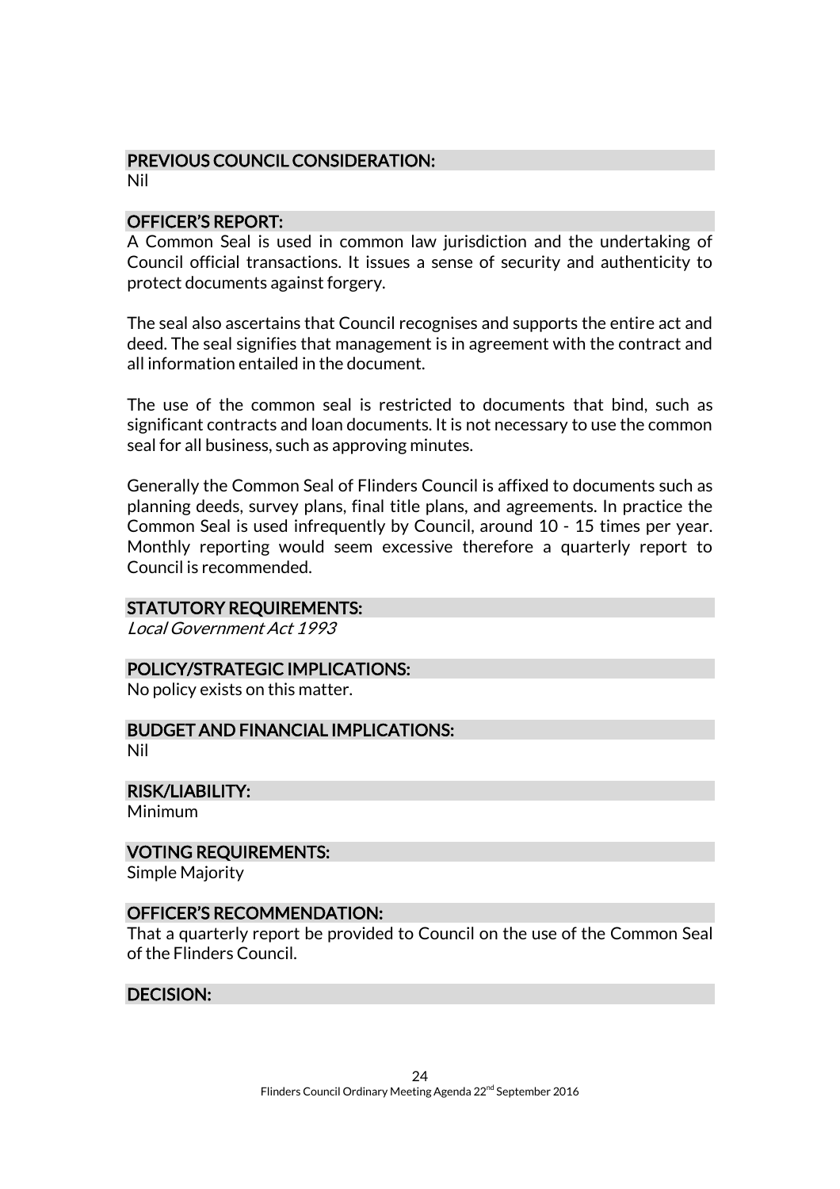## PREVIOUS COUNCIL CONSIDERATION:

Nil

## OFFICER'S REPORT:

A Common Seal is used in common law jurisdiction and the undertaking of Council official transactions. It issues a sense of security and authenticity to protect documents against forgery.

The seal also ascertains that Council recognises and supports the entire act and deed. The seal signifies that management is in agreement with the contract and all information entailed in the document.

The use of the common seal is restricted to documents that bind, such as significant contracts and loan documents. It is not necessary to use the common seal for all business, such as approving minutes.

Generally the Common Seal of Flinders Council is affixed to documents such as planning deeds, survey plans, final title plans, and agreements. In practice the Common Seal is used infrequently by Council, around 10 - 15 times per year. Monthly reporting would seem excessive therefore a quarterly report to Council is recommended.

## STATUTORY REQUIREMENTS:

*Local Government Act 1993*

## POLICY/STRATEGIC IMPLICATIONS:

No policy exists on this matter.

## BUDGET AND FINANCIAL IMPLICATIONS:

Nil

## RISK/LIABILITY:

Minimum

## VOTING REQUIREMENTS:

Simple Majority

## OFFICER'S RECOMMENDATION:

That a quarterly report be provided to Council on the use of the Common Seal of the Flinders Council.

## DECISION: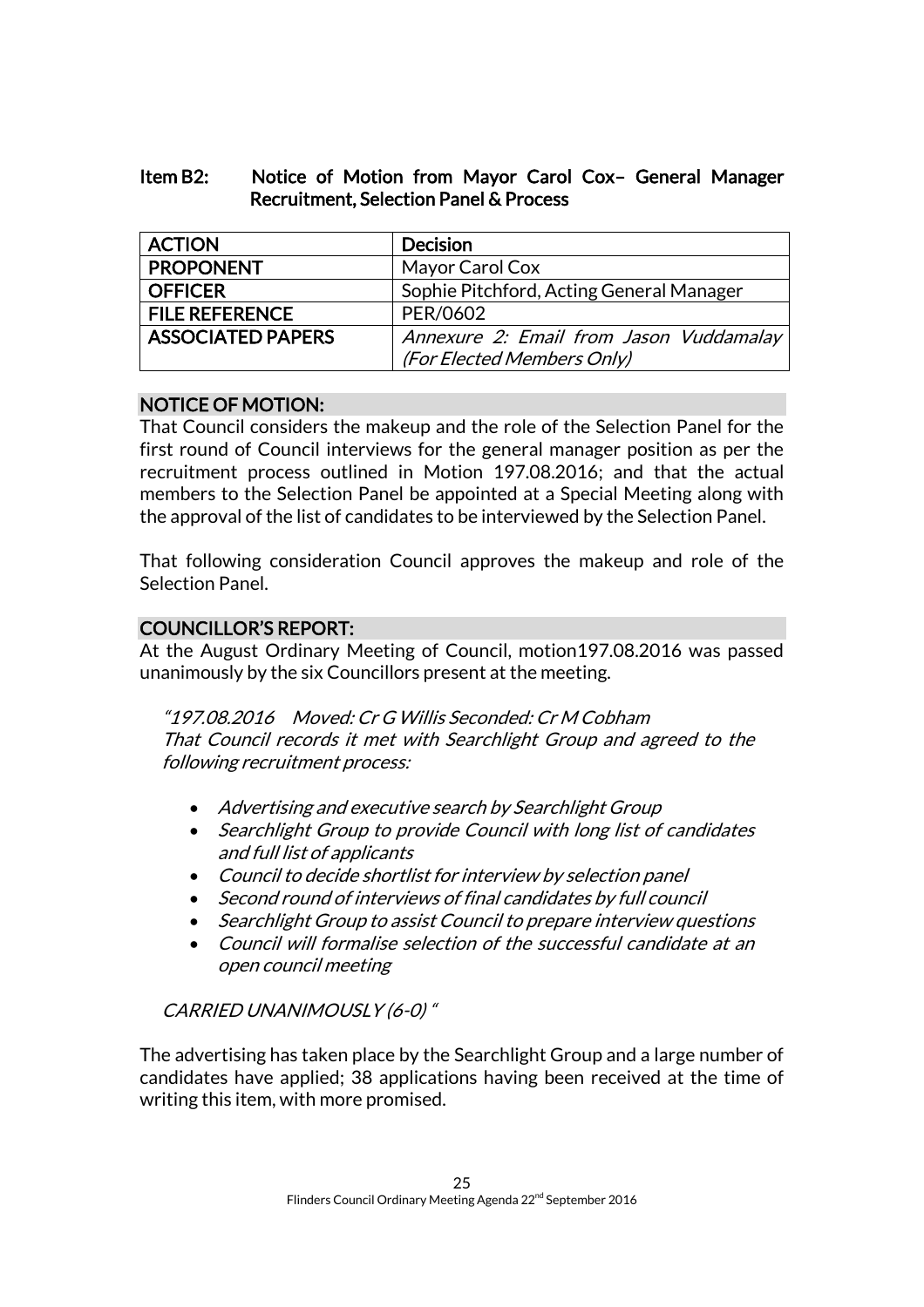## Item B2: Notice of Motion from Mayor Carol Cox– General Manager Recruitment, Selection Panel & Process

| ACTION | Decision |
|---|---|
| PROPONENT | Mayor Carol Cox |
| OFFICER | Sophie Pitchford, Acting General Manager |
| FILE REFERENCE | PER/0602 |
| ASSOCIATED PAPERS | *Annexure 2: Email from Jason Vuddamalay (For Elected Members Only)* |

### NOTICE OF MOTION:

That Council considers the makeup and the role of the Selection Panel for the first round of Council interviews for the general manager position as per the recruitment process outlined in Motion 197.08.2016; and that the actual members to the Selection Panel be appointed at a Special Meeting along with the approval of the list of candidates to be interviewed by the Selection Panel.

That following consideration Council approves the makeup and role of the Selection Panel.

### COUNCILLOR'S REPORT:

At the August Ordinary Meeting of Council, motion197.08.2016 was passed unanimously by the six Councillors present at the meeting.

> *"197.08.2016 Moved: Cr G Willis Seconded: Cr M Cobham*
> *That Council records it met with Searchlight Group and agreed to the following recruitment process:*
>
> - *Advertising and executive search by Searchlight Group*
> - *Searchlight Group to provide Council with long list of candidates and full list of applicants*
> - *Council to decide shortlist for interview by selection panel*
> - *Second round of interviews of final candidates by full council*
> - *Searchlight Group to assist Council to prepare interview questions*
> - *Council will formalise selection of the successful candidate at an open council meeting*
>
> *CARRIED UNANIMOUSLY (6-0) "*

The advertising has taken place by the Searchlight Group and a large number of candidates have applied; 38 applications having been received at the time of writing this item, with more promised.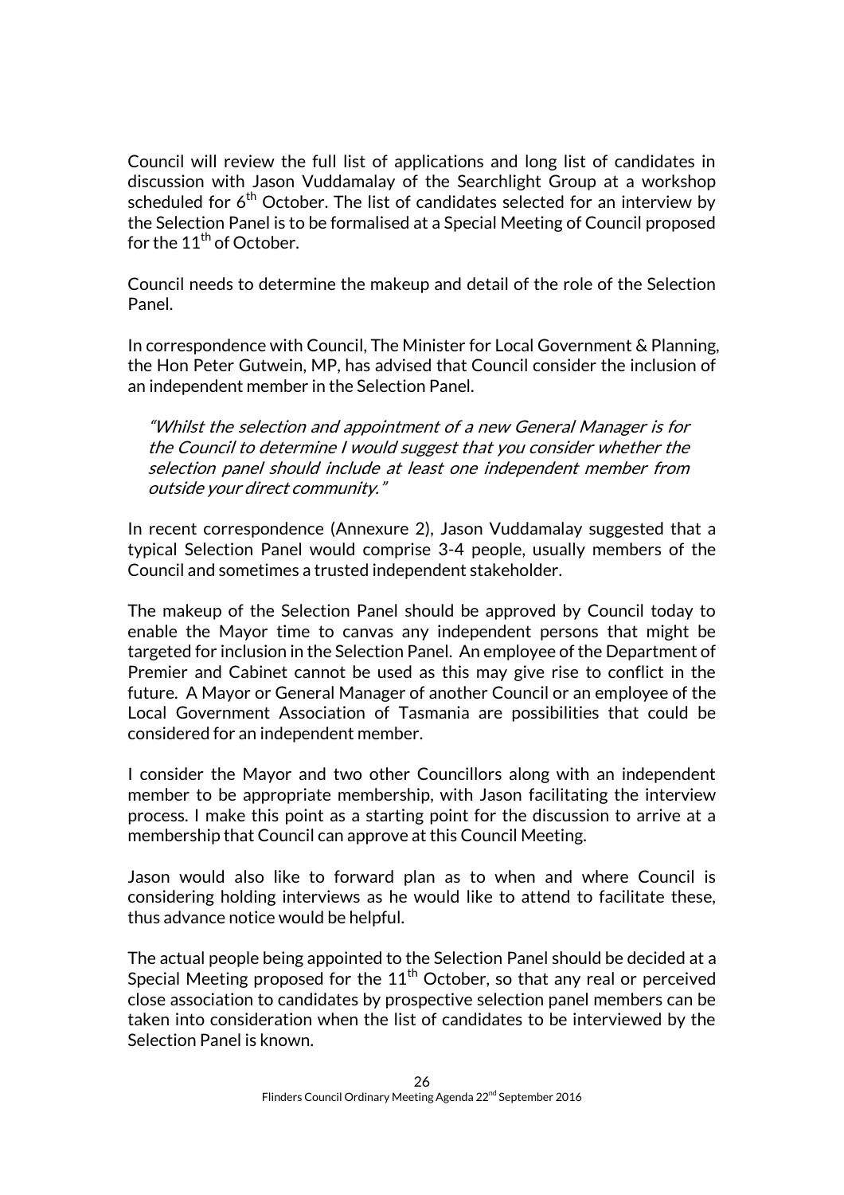Council will review the full list of applications and long list of candidates in discussion with Jason Vuddamalay of the Searchlight Group at a workshop scheduled for 6th October. The list of candidates selected for an interview by the Selection Panel is to be formalised at a Special Meeting of Council proposed for the 11th of October.

Council needs to determine the makeup and detail of the role of the Selection Panel.

In correspondence with Council, The Minister for Local Government & Planning, the Hon Peter Gutwein, MP, has advised that Council consider the inclusion of an independent member in the Selection Panel.

> *"Whilst the selection and appointment of a new General Manager is for the Council to determine I would suggest that you consider whether the selection panel should include at least one independent member from outside your direct community."*

In recent correspondence (Annexure 2), Jason Vuddamalay suggested that a typical Selection Panel would comprise 3-4 people, usually members of the Council and sometimes a trusted independent stakeholder.

The makeup of the Selection Panel should be approved by Council today to enable the Mayor time to canvas any independent persons that might be targeted for inclusion in the Selection Panel. An employee of the Department of Premier and Cabinet cannot be used as this may give rise to conflict in the future. A Mayor or General Manager of another Council or an employee of the Local Government Association of Tasmania are possibilities that could be considered for an independent member.

I consider the Mayor and two other Councillors along with an independent member to be appropriate membership, with Jason facilitating the interview process. I make this point as a starting point for the discussion to arrive at a membership that Council can approve at this Council Meeting.

Jason would also like to forward plan as to when and where Council is considering holding interviews as he would like to attend to facilitate these, thus advance notice would be helpful.

The actual people being appointed to the Selection Panel should be decided at a Special Meeting proposed for the 11th October, so that any real or perceived close association to candidates by prospective selection panel members can be taken into consideration when the list of candidates to be interviewed by the Selection Panel is known.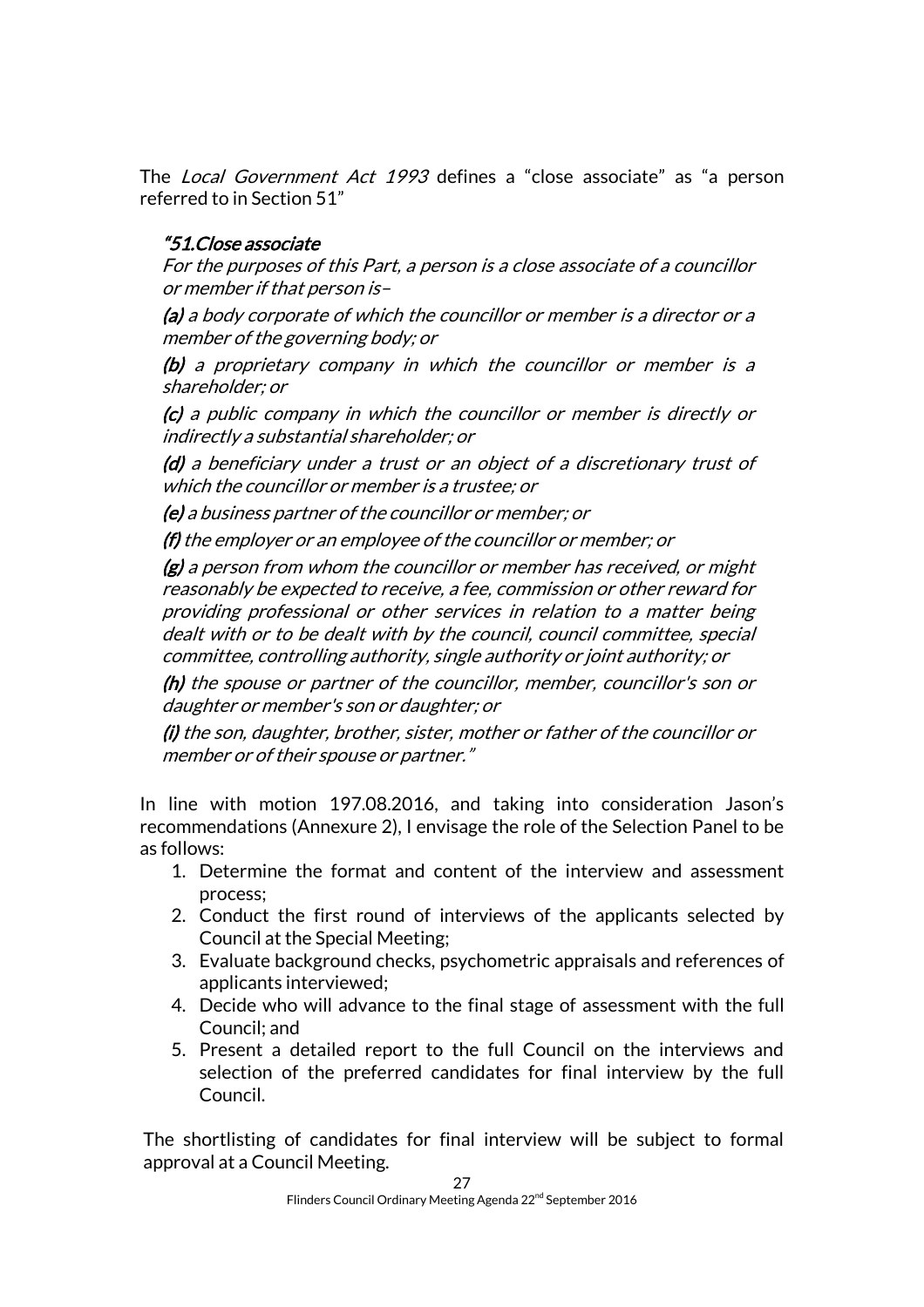The *Local Government Act 1993* defines a "close associate" as "a person referred to in Section 51"

> ***"51.Close associate***
>
> *For the purposes of this Part, a person is a close associate of a councillor or member if that person is–*
>
> ***(a)*** *a body corporate of which the councillor or member is a director or a member of the governing body; or*
>
> ***(b)*** *a proprietary company in which the councillor or member is a shareholder; or*
>
> ***(c)*** *a public company in which the councillor or member is directly or indirectly a substantial shareholder; or*
>
> ***(d)*** *a beneficiary under a trust or an object of a discretionary trust of which the councillor or member is a trustee; or*
>
> ***(e)*** *a business partner of the councillor or member; or*
>
> ***(f)*** *the employer or an employee of the councillor or member; or*
>
> ***(g)*** *a person from whom the councillor or member has received, or might reasonably be expected to receive, a fee, commission or other reward for providing professional or other services in relation to a matter being dealt with or to be dealt with by the council, council committee, special committee, controlling authority, single authority or joint authority; or*
>
> ***(h)*** *the spouse or partner of the councillor, member, councillor's son or daughter or member's son or daughter; or*
>
> ***(i)*** *the son, daughter, brother, sister, mother or father of the councillor or member or of their spouse or partner."*

In line with motion 197.08.2016, and taking into consideration Jason's recommendations (Annexure 2), I envisage the role of the Selection Panel to be as follows:

1. Determine the format and content of the interview and assessment process;
2. Conduct the first round of interviews of the applicants selected by Council at the Special Meeting;
3. Evaluate background checks, psychometric appraisals and references of applicants interviewed;
4. Decide who will advance to the final stage of assessment with the full Council; and
5. Present a detailed report to the full Council on the interviews and selection of the preferred candidates for final interview by the full Council.

The shortlisting of candidates for final interview will be subject to formal approval at a Council Meeting.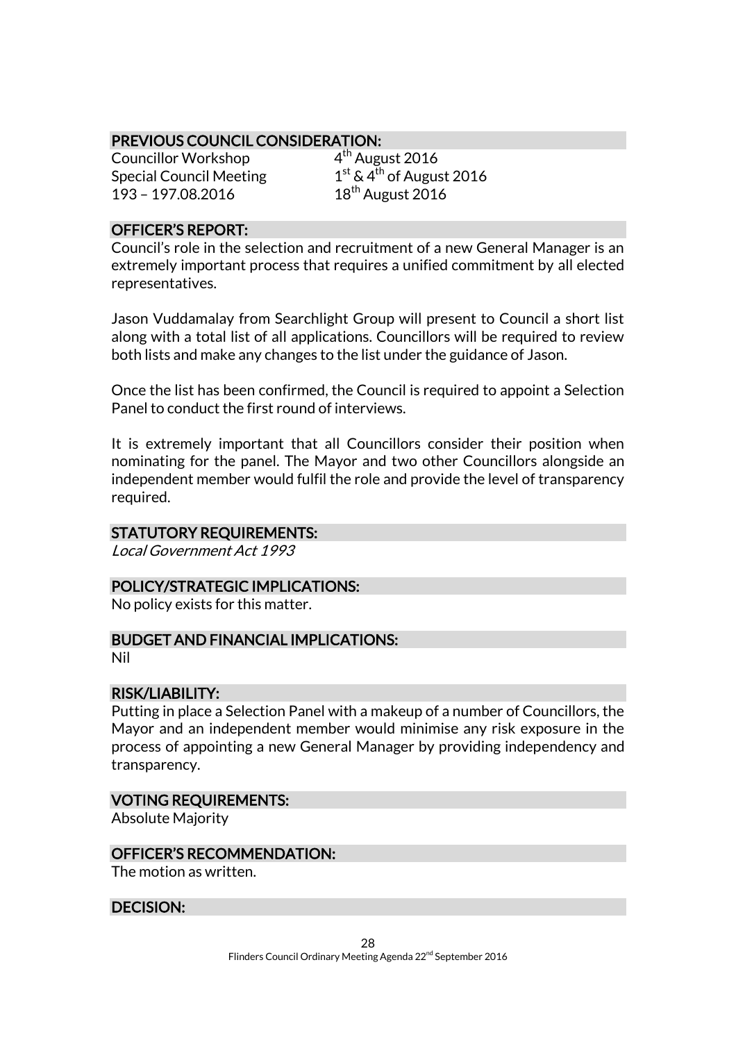## PREVIOUS COUNCIL CONSIDERATION:

| | |
|---|---|
| Councillor Workshop | 4th August 2016 |
| Special Council Meeting | 1st & 4th of August 2016 |
| 193 – 197.08.2016 | 18th August 2016 |

## OFFICER'S REPORT:

Council's role in the selection and recruitment of a new General Manager is an extremely important process that requires a unified commitment by all elected representatives.

Jason Vuddamalay from Searchlight Group will present to Council a short list along with a total list of all applications. Councillors will be required to review both lists and make any changes to the list under the guidance of Jason.

Once the list has been confirmed, the Council is required to appoint a Selection Panel to conduct the first round of interviews.

It is extremely important that all Councillors consider their position when nominating for the panel. The Mayor and two other Councillors alongside an independent member would fulfil the role and provide the level of transparency required.

## STATUTORY REQUIREMENTS:

*Local Government Act 1993*

## POLICY/STRATEGIC IMPLICATIONS:

No policy exists for this matter.

## BUDGET AND FINANCIAL IMPLICATIONS:

Nil

## RISK/LIABILITY:

Putting in place a Selection Panel with a makeup of a number of Councillors, the Mayor and an independent member would minimise any risk exposure in the process of appointing a new General Manager by providing independency and transparency.

## VOTING REQUIREMENTS:

Absolute Majority

## OFFICER'S RECOMMENDATION:

The motion as written.

## DECISION: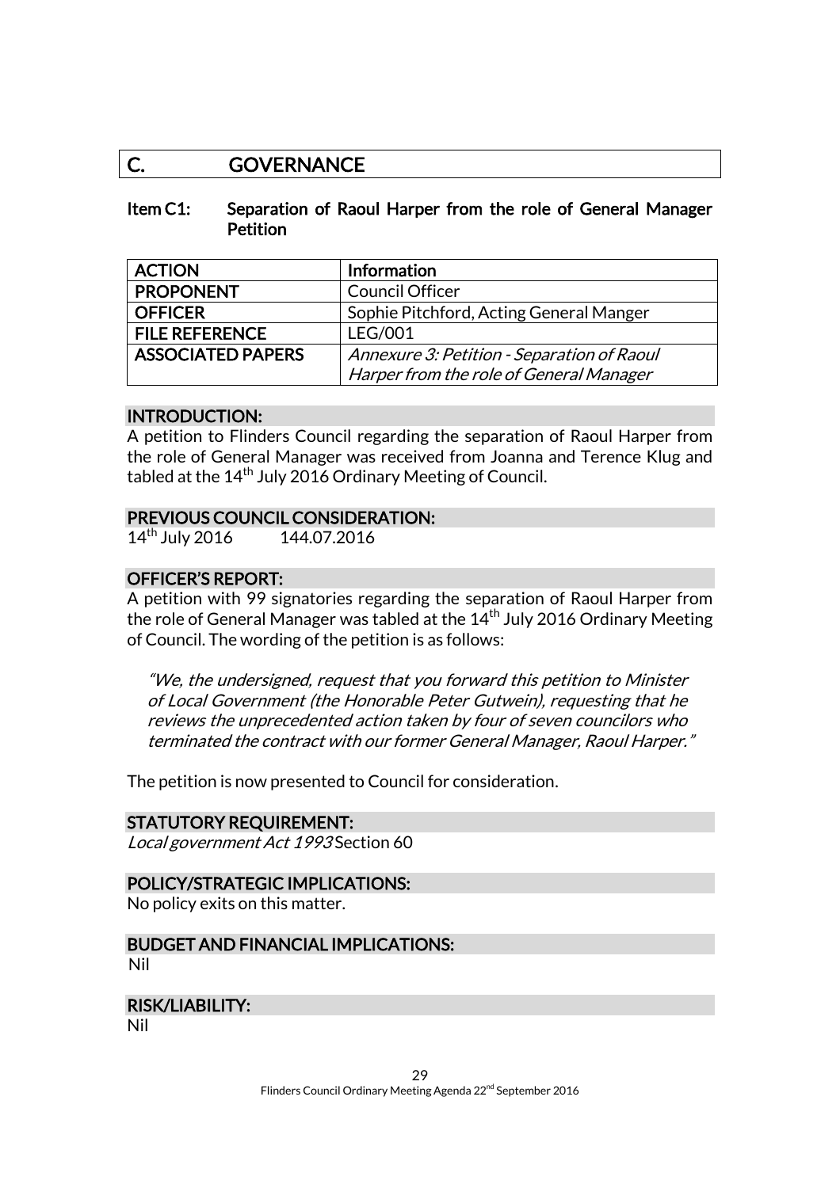# C. GOVERNANCE

## Item C1: Separation of Raoul Harper from the role of General Manager Petition

| ACTION | Information |
|---|---|
| PROPONENT | Council Officer |
| OFFICER | Sophie Pitchford, Acting General Manger |
| FILE REFERENCE | LEG/001 |
| ASSOCIATED PAPERS | *Annexure 3: Petition - Separation of Raoul Harper from the role of General Manager* |

### INTRODUCTION:

A petition to Flinders Council regarding the separation of Raoul Harper from the role of General Manager was received from Joanna and Terence Klug and tabled at the 14th July 2016 Ordinary Meeting of Council.

### PREVIOUS COUNCIL CONSIDERATION:

14th July 2016 144.07.2016

### OFFICER'S REPORT:

A petition with 99 signatories regarding the separation of Raoul Harper from the role of General Manager was tabled at the 14th July 2016 Ordinary Meeting of Council. The wording of the petition is as follows:

> *"We, the undersigned, request that you forward this petition to Minister of Local Government (the Honorable Peter Gutwein), requesting that he reviews the unprecedented action taken by four of seven councilors who terminated the contract with our former General Manager, Raoul Harper."*

The petition is now presented to Council for consideration.

### STATUTORY REQUIREMENT:

*Local government Act 1993* Section 60

### POLICY/STRATEGIC IMPLICATIONS:

No policy exits on this matter.

### BUDGET AND FINANCIAL IMPLICATIONS:

Nil

### RISK/LIABILITY:

Nil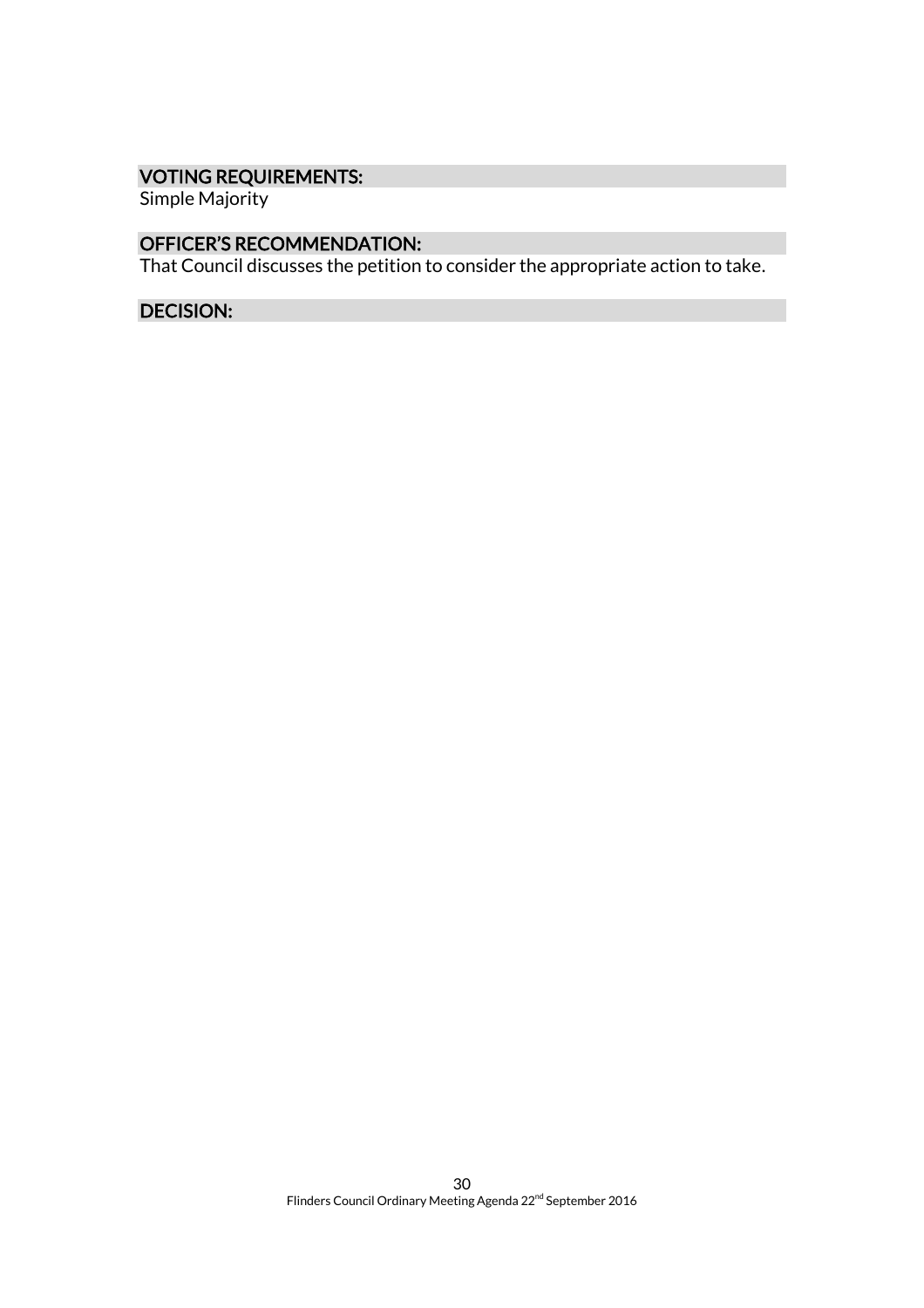## VOTING REQUIREMENTS:

Simple Majority

## OFFICER'S RECOMMENDATION:

That Council discusses the petition to consider the appropriate action to take.

## DECISION: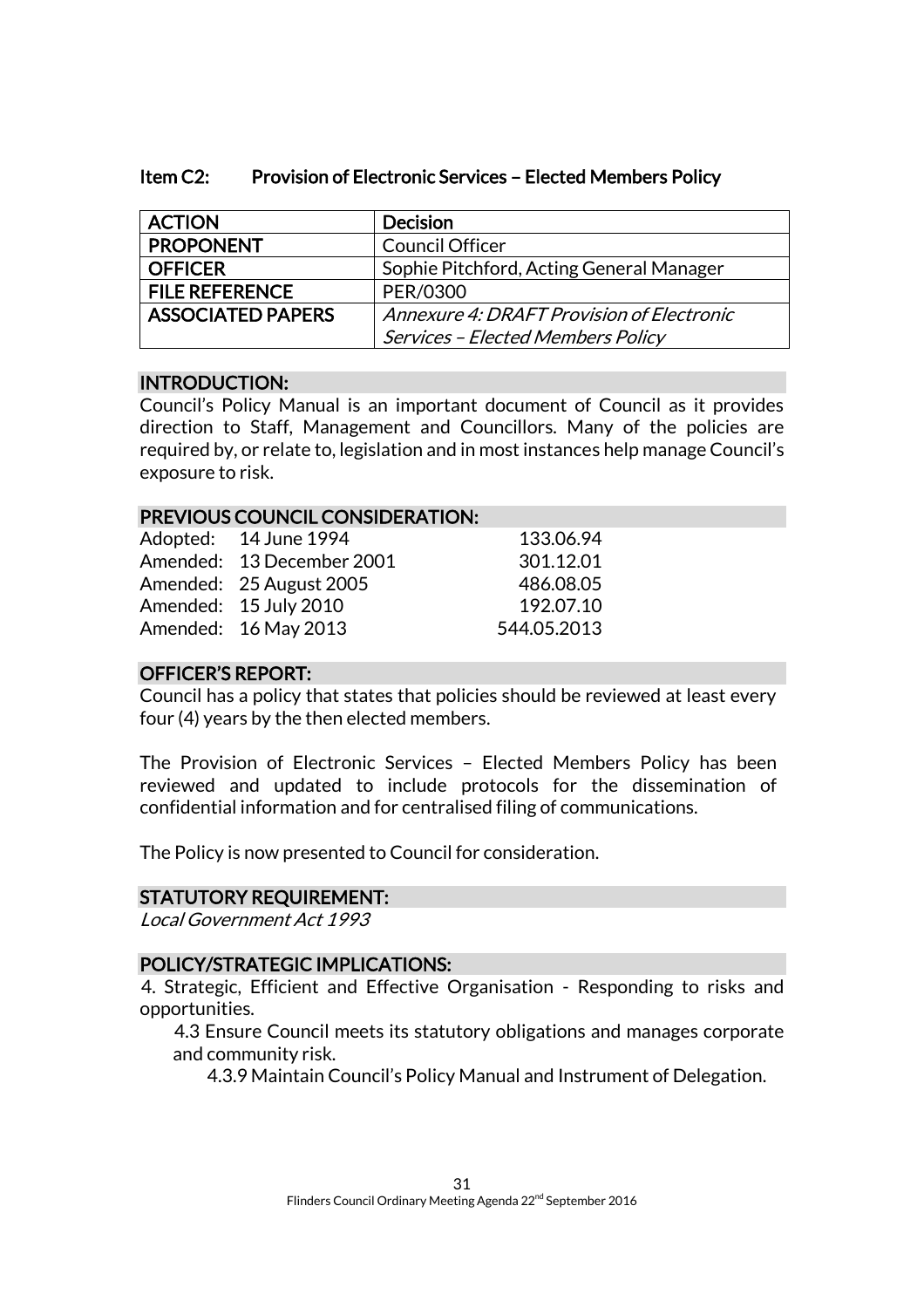### Item C2: Provision of Electronic Services – Elected Members Policy

| ACTION | Decision |
|---|---|
| PROPONENT | Council Officer |
| OFFICER | Sophie Pitchford, Acting General Manager |
| FILE REFERENCE | PER/0300 |
| ASSOCIATED PAPERS | *Annexure 4: DRAFT Provision of Electronic Services – Elected Members Policy* |

#### INTRODUCTION:

Council's Policy Manual is an important document of Council as it provides direction to Staff, Management and Councillors. Many of the policies are required by, or relate to, legislation and in most instances help manage Council's exposure to risk.

#### PREVIOUS COUNCIL CONSIDERATION:

| | | |
|---|---|---|
| Adopted: | 14 June 1994 | 133.06.94 |
| Amended: | 13 December 2001 | 301.12.01 |
| Amended: | 25 August 2005 | 486.08.05 |
| Amended: | 15 July 2010 | 192.07.10 |
| Amended: | 16 May 2013 | 544.05.2013 |

#### OFFICER'S REPORT:

Council has a policy that states that policies should be reviewed at least every four (4) years by the then elected members.

The Provision of Electronic Services – Elected Members Policy has been reviewed and updated to include protocols for the dissemination of confidential information and for centralised filing of communications.

The Policy is now presented to Council for consideration.

#### STATUTORY REQUIREMENT:

*Local Government Act 1993*

#### POLICY/STRATEGIC IMPLICATIONS:

4. Strategic, Efficient and Effective Organisation - Responding to risks and opportunities.

  4.3 Ensure Council meets its statutory obligations and manages corporate and community risk.

    4.3.9 Maintain Council's Policy Manual and Instrument of Delegation.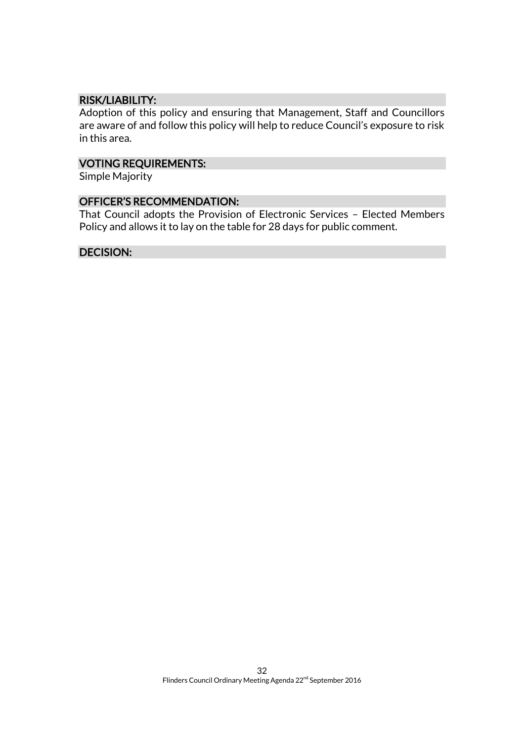## RISK/LIABILITY:

Adoption of this policy and ensuring that Management, Staff and Councillors are aware of and follow this policy will help to reduce Council's exposure to risk in this area.

## VOTING REQUIREMENTS:

Simple Majority

## OFFICER'S RECOMMENDATION:

That Council adopts the Provision of Electronic Services – Elected Members Policy and allows it to lay on the table for 28 days for public comment.

## DECISION: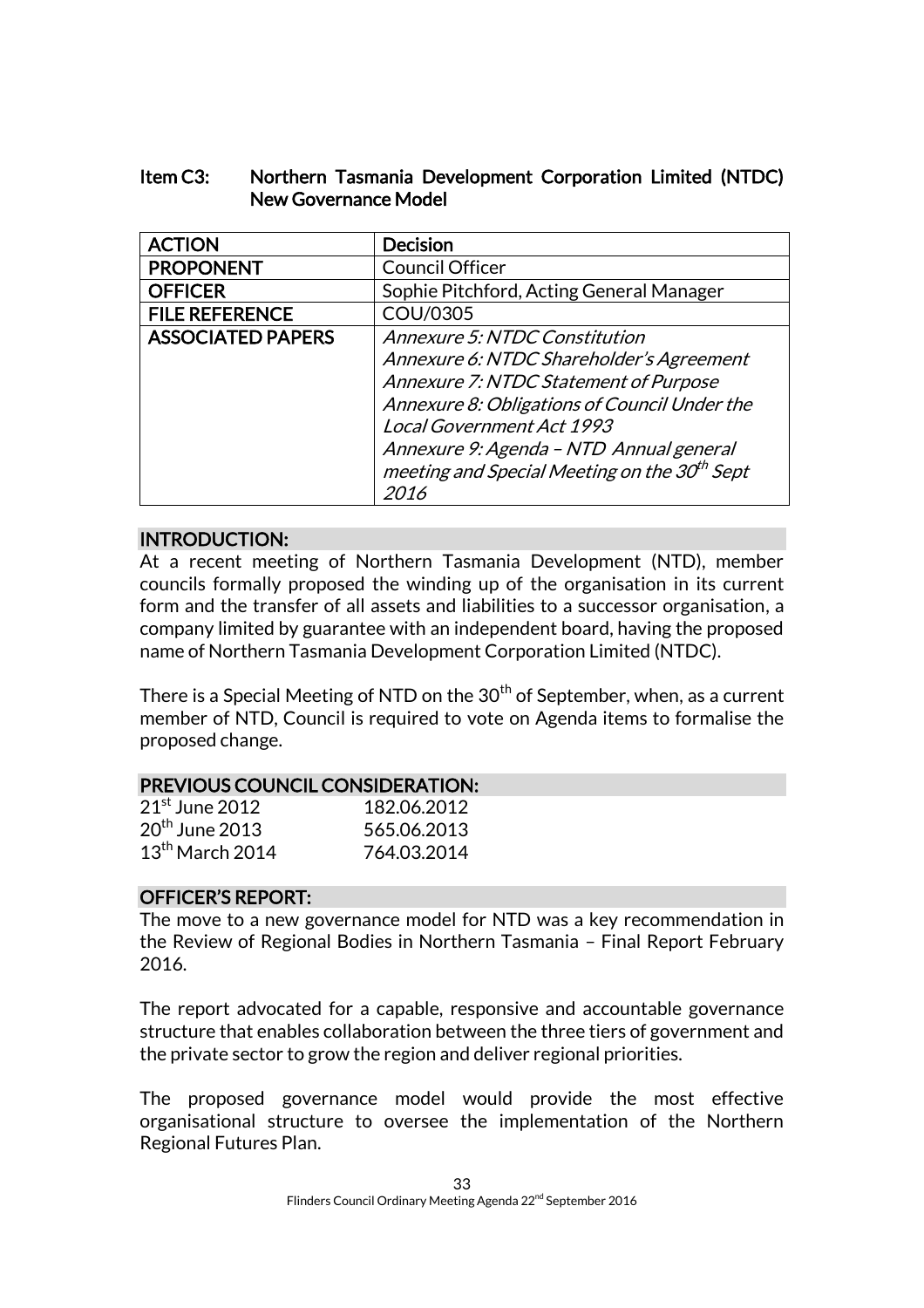## Item C3: Northern Tasmania Development Corporation Limited (NTDC) New Governance Model

| ACTION | Decision |
|---|---|
| PROPONENT | Council Officer |
| OFFICER | Sophie Pitchford, Acting General Manager |
| FILE REFERENCE | COU/0305 |
| ASSOCIATED PAPERS | *Annexure 5: NTDC Constitution*<br>*Annexure 6: NTDC Shareholder's Agreement*<br>*Annexure 7: NTDC Statement of Purpose*<br>*Annexure 8: Obligations of Council Under the Local Government Act 1993*<br>*Annexure 9: Agenda – NTD Annual general meeting and Special Meeting on the 30th Sept 2016* |

### INTRODUCTION:

At a recent meeting of Northern Tasmania Development (NTD), member councils formally proposed the winding up of the organisation in its current form and the transfer of all assets and liabilities to a successor organisation, a company limited by guarantee with an independent board, having the proposed name of Northern Tasmania Development Corporation Limited (NTDC).

There is a Special Meeting of NTD on the 30th of September, when, as a current member of NTD, Council is required to vote on Agenda items to formalise the proposed change.

### PREVIOUS COUNCIL CONSIDERATION:

| | |
|---|---|
| 21st June 2012 | 182.06.2012 |
| 20th June 2013 | 565.06.2013 |
| 13th March 2014 | 764.03.2014 |

### OFFICER'S REPORT:

The move to a new governance model for NTD was a key recommendation in the Review of Regional Bodies in Northern Tasmania – Final Report February 2016.

The report advocated for a capable, responsive and accountable governance structure that enables collaboration between the three tiers of government and the private sector to grow the region and deliver regional priorities.

The proposed governance model would provide the most effective organisational structure to oversee the implementation of the Northern Regional Futures Plan.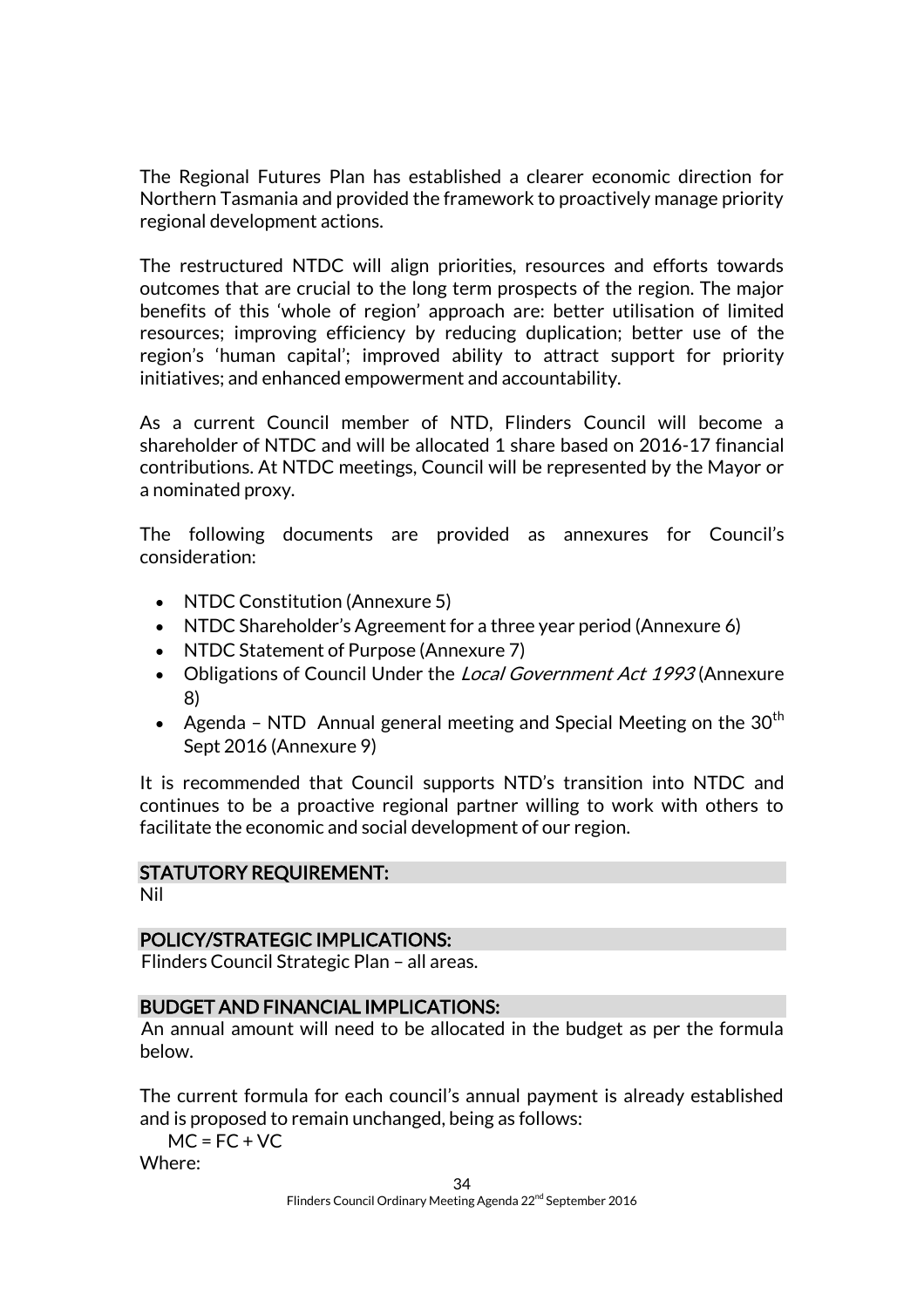The Regional Futures Plan has established a clearer economic direction for Northern Tasmania and provided the framework to proactively manage priority regional development actions.

The restructured NTDC will align priorities, resources and efforts towards outcomes that are crucial to the long term prospects of the region. The major benefits of this 'whole of region' approach are: better utilisation of limited resources; improving efficiency by reducing duplication; better use of the region's 'human capital'; improved ability to attract support for priority initiatives; and enhanced empowerment and accountability.

As a current Council member of NTD, Flinders Council will become a shareholder of NTDC and will be allocated 1 share based on 2016-17 financial contributions. At NTDC meetings, Council will be represented by the Mayor or a nominated proxy.

The following documents are provided as annexures for Council's consideration:

- NTDC Constitution (Annexure 5)
- NTDC Shareholder's Agreement for a three year period (Annexure 6)
- NTDC Statement of Purpose (Annexure 7)
- Obligations of Council Under the *Local Government Act 1993* (Annexure 8)
- Agenda – NTD Annual general meeting and Special Meeting on the 30th Sept 2016 (Annexure 9)

It is recommended that Council supports NTD's transition into NTDC and continues to be a proactive regional partner willing to work with others to facilitate the economic and social development of our region.

## STATUTORY REQUIREMENT:

Nil

## POLICY/STRATEGIC IMPLICATIONS:

Flinders Council Strategic Plan – all areas.

## BUDGET AND FINANCIAL IMPLICATIONS:

An annual amount will need to be allocated in the budget as per the formula below.

The current formula for each council's annual payment is already established and is proposed to remain unchanged, being as follows:

$MC = FC + VC$

Where: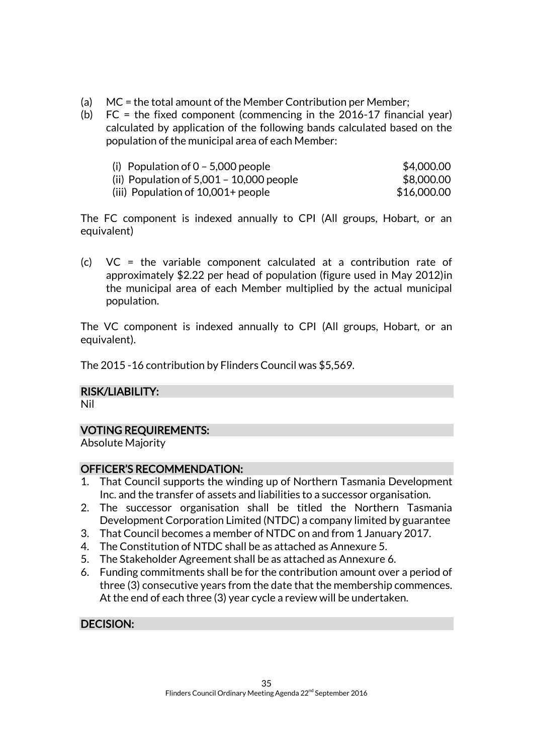(a) MC = the total amount of the Member Contribution per Member;

(b) FC = the fixed component (commencing in the 2016-17 financial year) calculated by application of the following bands calculated based on the population of the municipal area of each Member:

| | |
|---|---|
| (i) Population of 0 – 5,000 people | \$4,000.00 |
| (ii) Population of 5,001 – 10,000 people | \$8,000.00 |
| (iii) Population of 10,001+ people | \$16,000.00 |

The FC component is indexed annually to CPI (All groups, Hobart, or an equivalent)

(c) VC = the variable component calculated at a contribution rate of approximately \$2.22 per head of population (figure used in May 2012)in the municipal area of each Member multiplied by the actual municipal population.

The VC component is indexed annually to CPI (All groups, Hobart, or an equivalent).

The 2015 -16 contribution by Flinders Council was \$5,569.

## RISK/LIABILITY:

Nil

## VOTING REQUIREMENTS:

Absolute Majority

## OFFICER'S RECOMMENDATION:

1. That Council supports the winding up of Northern Tasmania Development Inc. and the transfer of assets and liabilities to a successor organisation.
2. The successor organisation shall be titled the Northern Tasmania Development Corporation Limited (NTDC) a company limited by guarantee
3. That Council becomes a member of NTDC on and from 1 January 2017.
4. The Constitution of NTDC shall be as attached as Annexure 5.
5. The Stakeholder Agreement shall be as attached as Annexure 6.
6. Funding commitments shall be for the contribution amount over a period of three (3) consecutive years from the date that the membership commences. At the end of each three (3) year cycle a review will be undertaken.

## DECISION: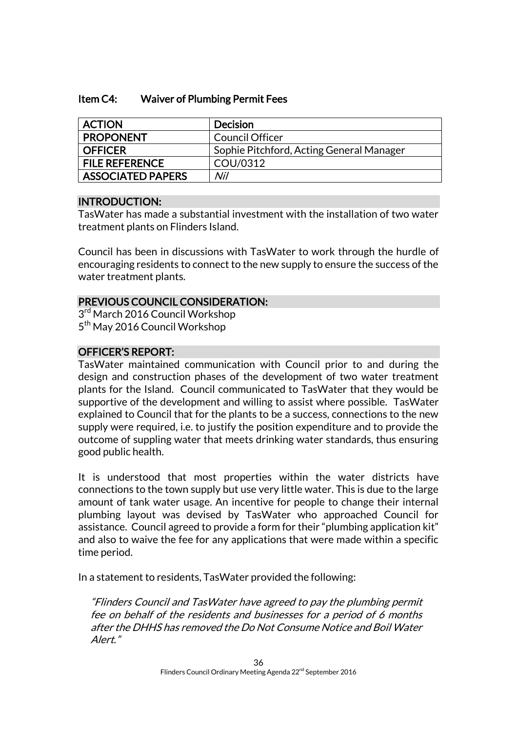## Item C4: Waiver of Plumbing Permit Fees

| ACTION | Decision |
|---|---|
| PROPONENT | Council Officer |
| OFFICER | Sophie Pitchford, Acting General Manager |
| FILE REFERENCE | COU/0312 |
| ASSOCIATED PAPERS | *Nil* |

### INTRODUCTION:

TasWater has made a substantial investment with the installation of two water treatment plants on Flinders Island.

Council has been in discussions with TasWater to work through the hurdle of encouraging residents to connect to the new supply to ensure the success of the water treatment plants.

### PREVIOUS COUNCIL CONSIDERATION:

3rd March 2016 Council Workshop
5th May 2016 Council Workshop

### OFFICER'S REPORT:

TasWater maintained communication with Council prior to and during the design and construction phases of the development of two water treatment plants for the Island. Council communicated to TasWater that they would be supportive of the development and willing to assist where possible. TasWater explained to Council that for the plants to be a success, connections to the new supply were required, i.e. to justify the position expenditure and to provide the outcome of suppling water that meets drinking water standards, thus ensuring good public health.

It is understood that most properties within the water districts have connections to the town supply but use very little water. This is due to the large amount of tank water usage. An incentive for people to change their internal plumbing layout was devised by TasWater who approached Council for assistance. Council agreed to provide a form for their "plumbing application kit" and also to waive the fee for any applications that were made within a specific time period.

In a statement to residents, TasWater provided the following:

> *"Flinders Council and TasWater have agreed to pay the plumbing permit fee on behalf of the residents and businesses for a period of 6 months after the DHHS has removed the Do Not Consume Notice and Boil Water Alert."*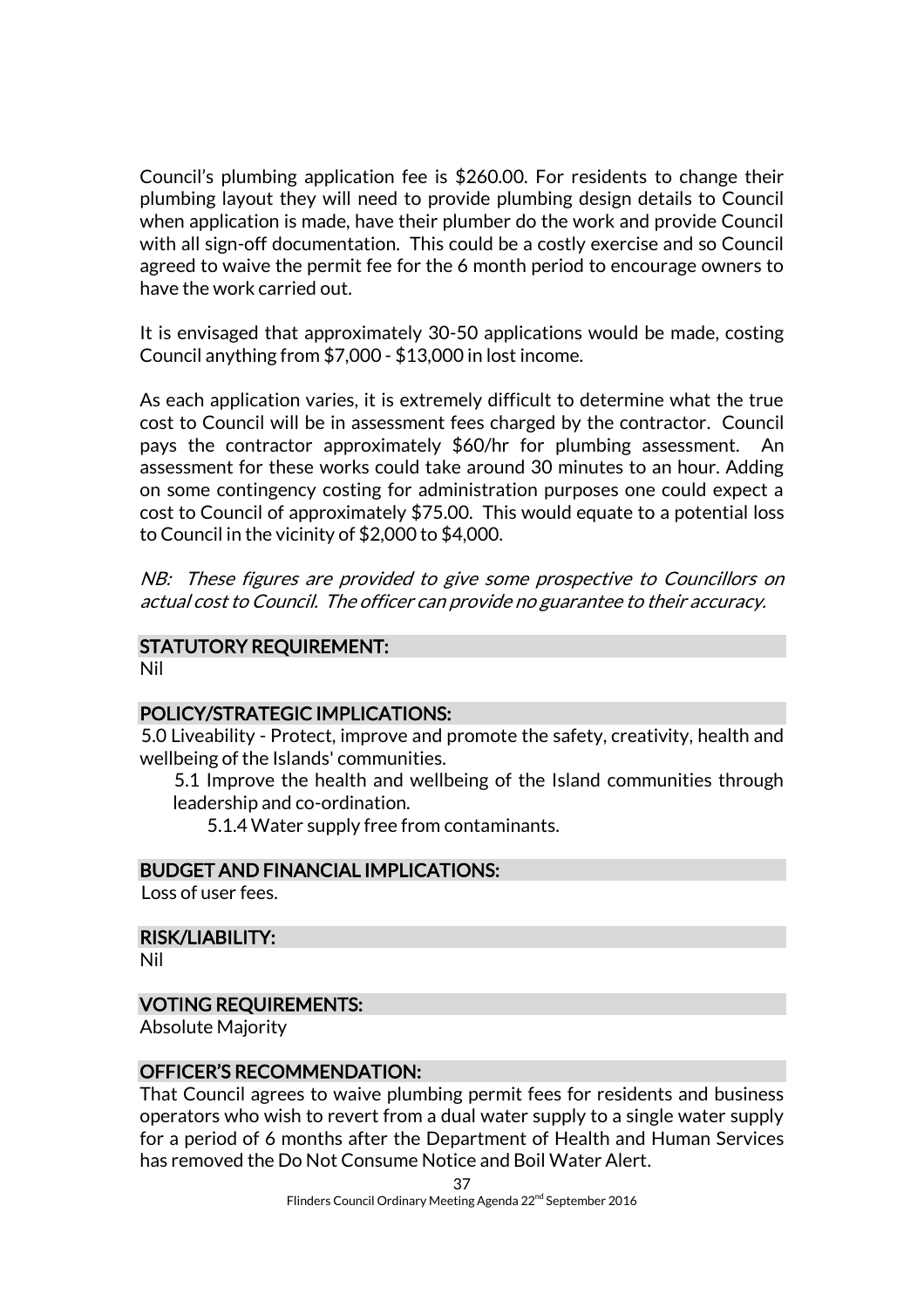Council's plumbing application fee is $260.00. For residents to change their plumbing layout they will need to provide plumbing design details to Council when application is made, have their plumber do the work and provide Council with all sign-off documentation. This could be a costly exercise and so Council agreed to waive the permit fee for the 6 month period to encourage owners to have the work carried out.

It is envisaged that approximately 30-50 applications would be made, costing Council anything from $7,000 - $13,000 in lost income.

As each application varies, it is extremely difficult to determine what the true cost to Council will be in assessment fees charged by the contractor. Council pays the contractor approximately $60/hr for plumbing assessment. An assessment for these works could take around 30 minutes to an hour. Adding on some contingency costing for administration purposes one could expect a cost to Council of approximately $75.00. This would equate to a potential loss to Council in the vicinity of $2,000 to $4,000.

*NB: These figures are provided to give some prospective to Councillors on actual cost to Council. The officer can provide no guarantee to their accuracy.*

## STATUTORY REQUIREMENT:

Nil

## POLICY/STRATEGIC IMPLICATIONS:

5.0 Liveability - Protect, improve and promote the safety, creativity, health and wellbeing of the Islands' communities.

- 5.1 Improve the health and wellbeing of the Island communities through leadership and co-ordination.
  - 5.1.4 Water supply free from contaminants.

## BUDGET AND FINANCIAL IMPLICATIONS:

Loss of user fees.

## RISK/LIABILITY:

Nil

## VOTING REQUIREMENTS:

Absolute Majority

## OFFICER'S RECOMMENDATION:

That Council agrees to waive plumbing permit fees for residents and business operators who wish to revert from a dual water supply to a single water supply for a period of 6 months after the Department of Health and Human Services has removed the Do Not Consume Notice and Boil Water Alert.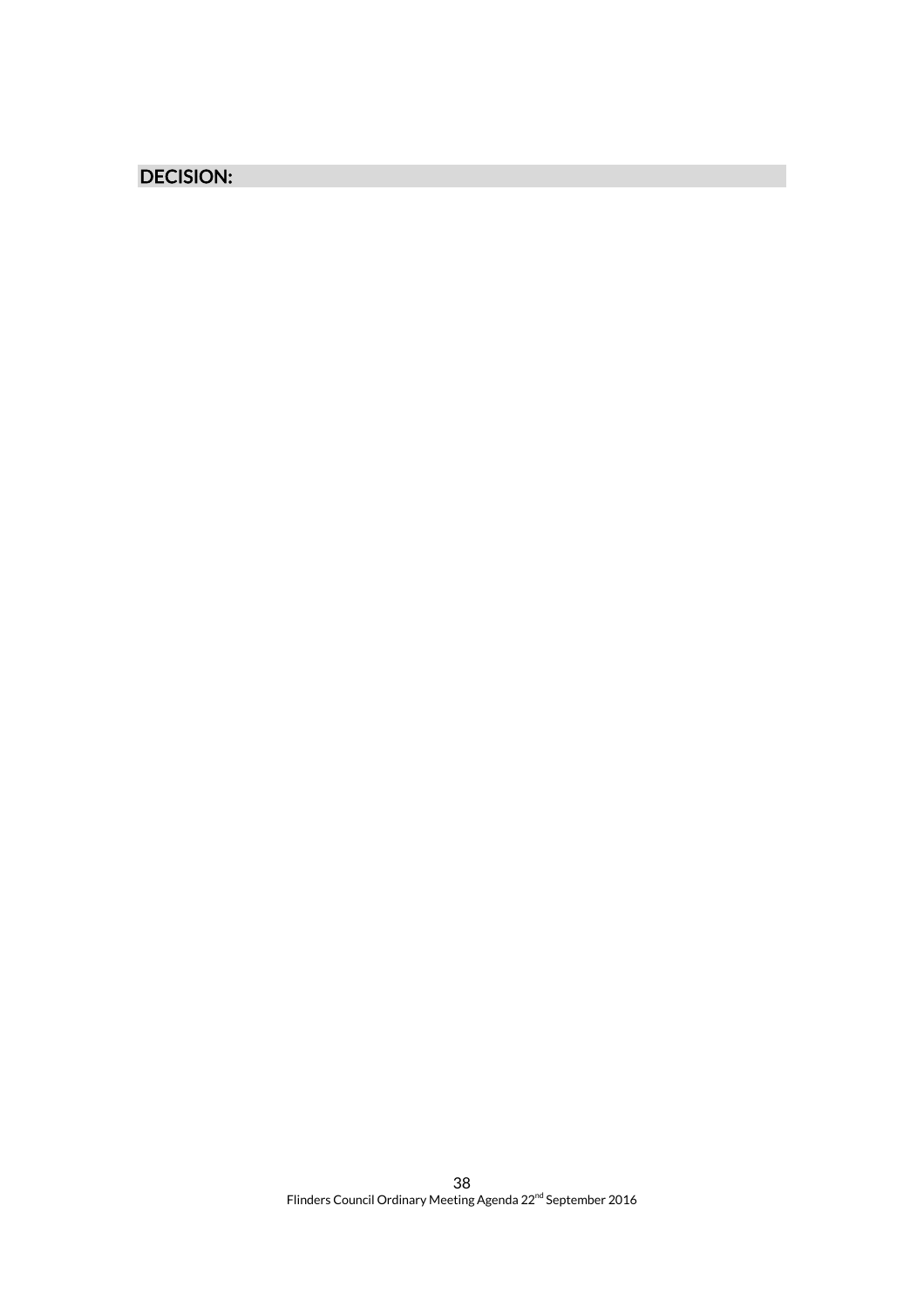**DECISION:**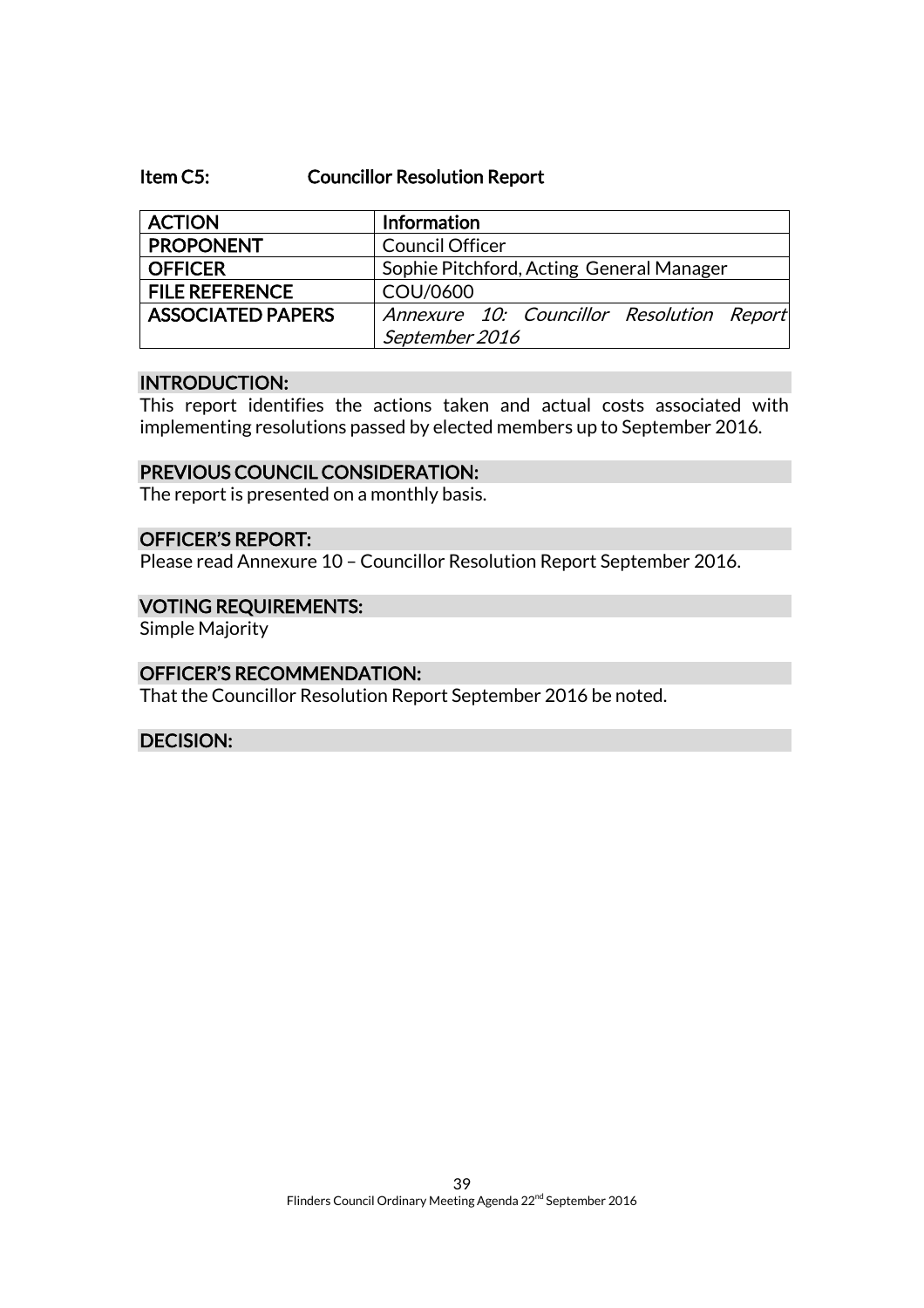### Item C5: Councillor Resolution Report

| ACTION | Information |
|---|---|
| PROPONENT | Council Officer |
| OFFICER | Sophie Pitchford, Acting General Manager |
| FILE REFERENCE | COU/0600 |
| ASSOCIATED PAPERS | *Annexure 10: Councillor Resolution Report September 2016* |

#### INTRODUCTION:

This report identifies the actions taken and actual costs associated with implementing resolutions passed by elected members up to September 2016.

#### PREVIOUS COUNCIL CONSIDERATION:

The report is presented on a monthly basis.

#### OFFICER'S REPORT:

Please read Annexure 10 – Councillor Resolution Report September 2016.

#### VOTING REQUIREMENTS:

Simple Majority

#### OFFICER'S RECOMMENDATION:

That the Councillor Resolution Report September 2016 be noted.

#### DECISION: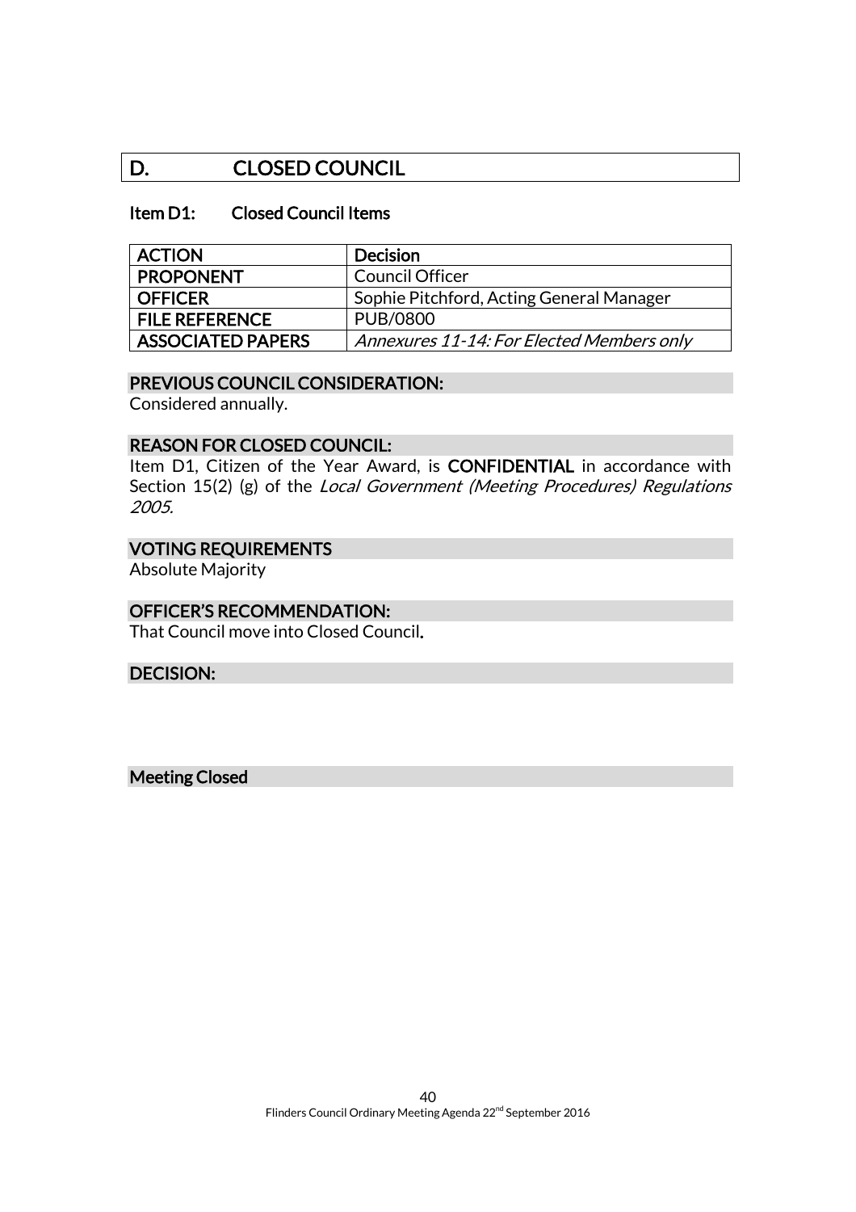# D. CLOSED COUNCIL

## Item D1: Closed Council Items

| | |
|---|---|
| **ACTION** | **Decision** |
| **PROPONENT** | Council Officer |
| **OFFICER** | Sophie Pitchford, Acting General Manager |
| **FILE REFERENCE** | PUB/0800 |
| **ASSOCIATED PAPERS** | *Annexures 11-14: For Elected Members only* |

### PREVIOUS COUNCIL CONSIDERATION:

Considered annually.

### REASON FOR CLOSED COUNCIL:

Item D1, Citizen of the Year Award, is **CONFIDENTIAL** in accordance with Section 15(2) (g) of the *Local Government (Meeting Procedures) Regulations 2005.*

### VOTING REQUIREMENTS

Absolute Majority

### OFFICER'S RECOMMENDATION:

That Council move into Closed Council.

### DECISION:

### Meeting Closed